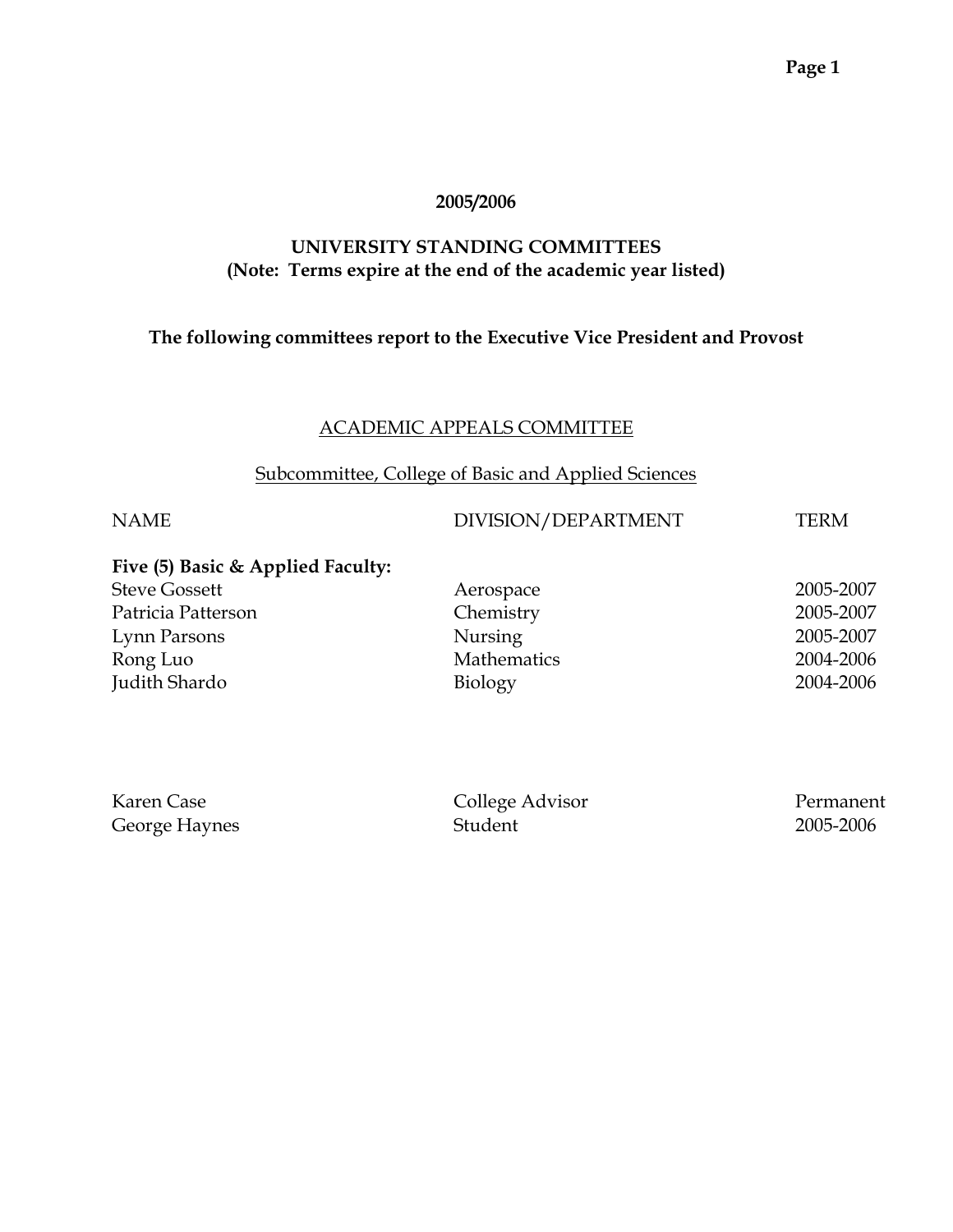**2005/2006**

## UNIVERSITY STANDING COMMITTEES

**(Note: Terms expire at the end of the academic year listed)**

**The following committees report to the Executive Vice President and Provost**

### ACADEMIC APPEALS COMMITTEE

#### Subcommittee, College of Basic and Applied Sciences

| NAME | DIVISION/DEPARTMENT | TERM |
|---|---|---|
| **Five (5) Basic & Applied Faculty:** | | |
| Steve Gossett | Aerospace | 2005-2007 |
| Patricia Patterson | Chemistry | 2005-2007 |
| Lynn Parsons | Nursing | 2005-2007 |
| Rong Luo | Mathematics | 2004-2006 |
| Judith Shardo | Biology | 2004-2006 |
| | | |
| Karen Case | College Advisor | Permanent |
| George Haynes | Student | 2005-2006 |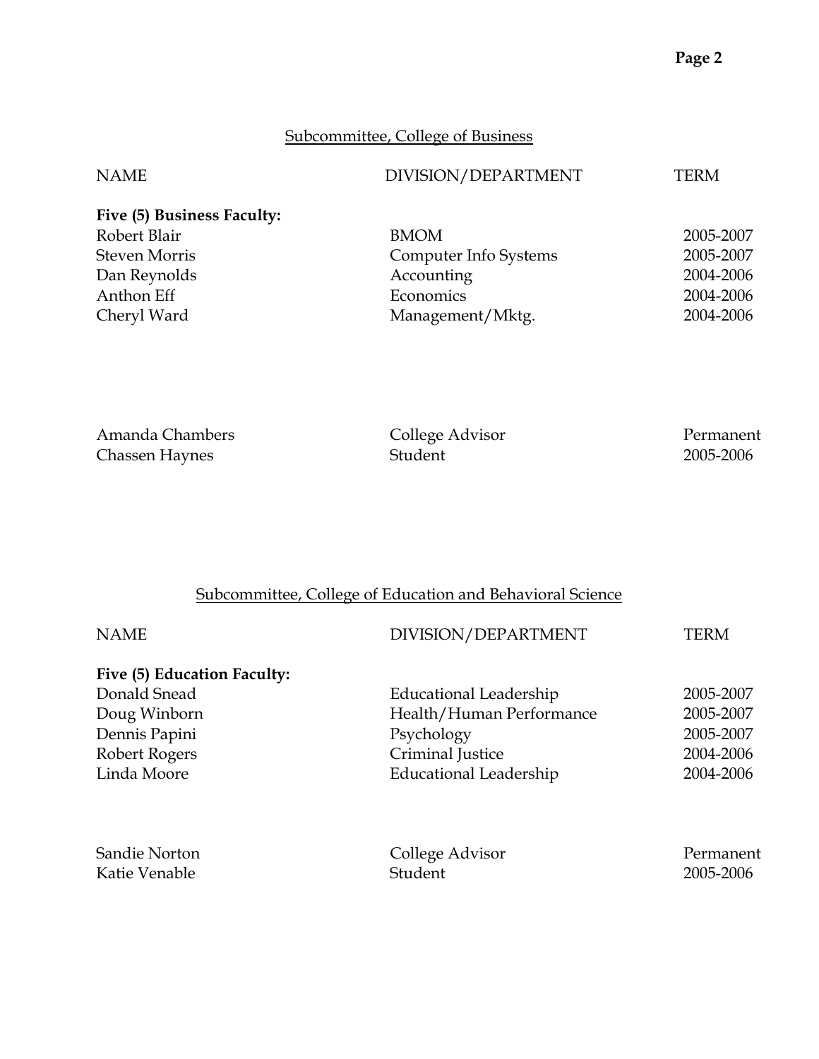## Subcommittee, College of Business

| NAME | DIVISION/DEPARTMENT | TERM |
|---|---|---|
| **Five (5) Business Faculty:** | | |
| Robert Blair | BMOM | 2005-2007 |
| Steven Morris | Computer Info Systems | 2005-2007 |
| Dan Reynolds | Accounting | 2004-2006 |
| Anthon Eff | Economics | 2004-2006 |
| Cheryl Ward | Management/Mktg. | 2004-2006 |
| | | |
| Amanda Chambers | College Advisor | Permanent |
| Chassen Haynes | Student | 2005-2006 |

## Subcommittee, College of Education and Behavioral Science

| NAME | DIVISION/DEPARTMENT | TERM |
|---|---|---|
| **Five (5) Education Faculty:** | | |
| Donald Snead | Educational Leadership | 2005-2007 |
| Doug Winborn | Health/Human Performance | 2005-2007 |
| Dennis Papini | Psychology | 2005-2007 |
| Robert Rogers | Criminal Justice | 2004-2006 |
| Linda Moore | Educational Leadership | 2004-2006 |
| | | |
| Sandie Norton | College Advisor | Permanent |
| Katie Venable | Student | 2005-2006 |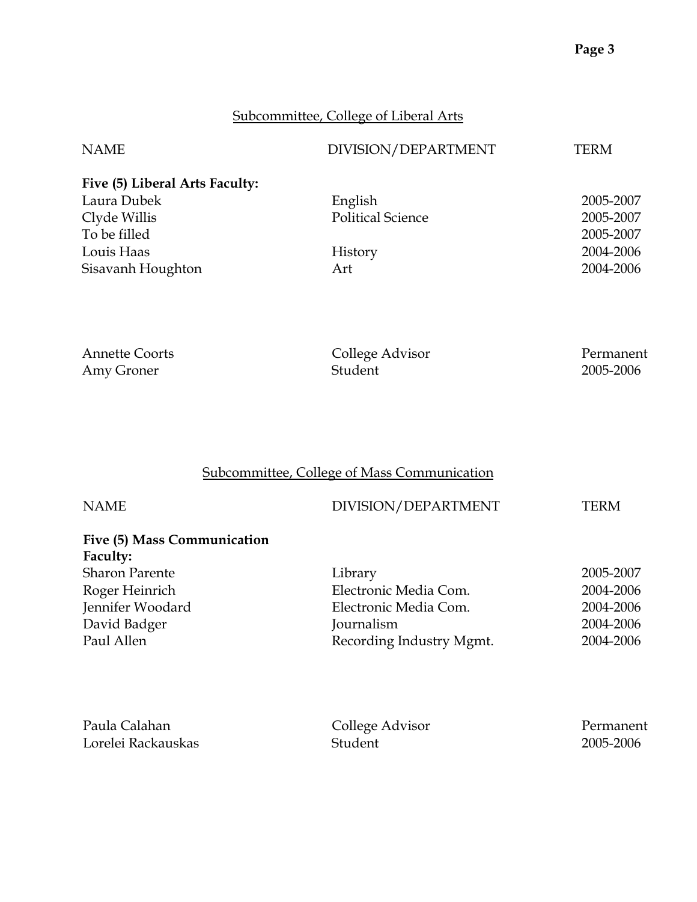## Subcommittee, College of Liberal Arts

| NAME | DIVISION/DEPARTMENT | TERM |
|---|---|---|
| **Five (5) Liberal Arts Faculty:** | | |
| Laura Dubek | English | 2005-2007 |
| Clyde Willis | Political Science | 2005-2007 |
| To be filled | | 2005-2007 |
| Louis Haas | History | 2004-2006 |
| Sisavanh Houghton | Art | 2004-2006 |
| | | |
| Annette Coorts | College Advisor | Permanent |
| Amy Groner | Student | 2005-2006 |

## Subcommittee, College of Mass Communication

| NAME | DIVISION/DEPARTMENT | TERM |
|---|---|---|
| **Five (5) Mass Communication Faculty:** | | |
| Sharon Parente | Library | 2005-2007 |
| Roger Heinrich | Electronic Media Com. | 2004-2006 |
| Jennifer Woodard | Electronic Media Com. | 2004-2006 |
| David Badger | Journalism | 2004-2006 |
| Paul Allen | Recording Industry Mgmt. | 2004-2006 |
| | | |
| Paula Calahan | College Advisor | Permanent |
| Lorelei Rackauskas | Student | 2005-2006 |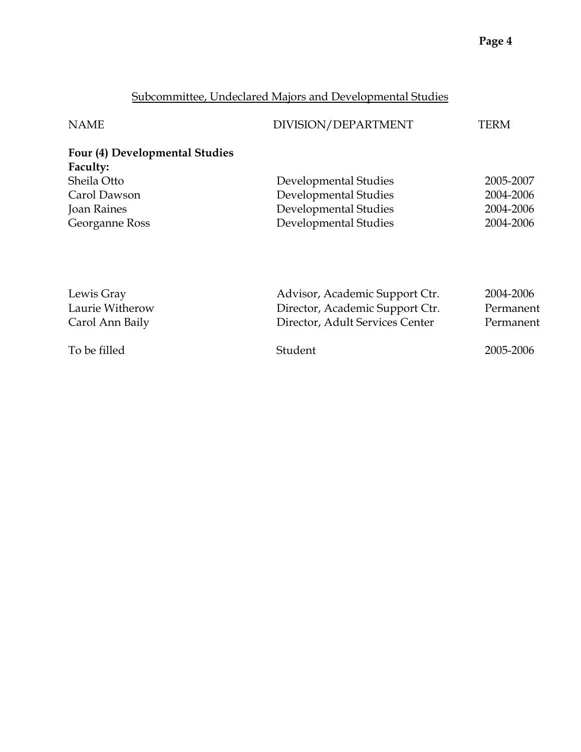## Subcommittee, Undeclared Majors and Developmental Studies

| NAME | DIVISION/DEPARTMENT | TERM |
|---|---|---|
| **Four (4) Developmental Studies Faculty:** | | |
| Sheila Otto | Developmental Studies | 2005-2007 |
| Carol Dawson | Developmental Studies | 2004-2006 |
| Joan Raines | Developmental Studies | 2004-2006 |
| Georganne Ross | Developmental Studies | 2004-2006 |
| | | |
| Lewis Gray | Advisor, Academic Support Ctr. | 2004-2006 |
| Laurie Witherow | Director, Academic Support Ctr. | Permanent |
| Carol Ann Baily | Director, Adult Services Center | Permanent |
| | | |
| To be filled | Student | 2005-2006 |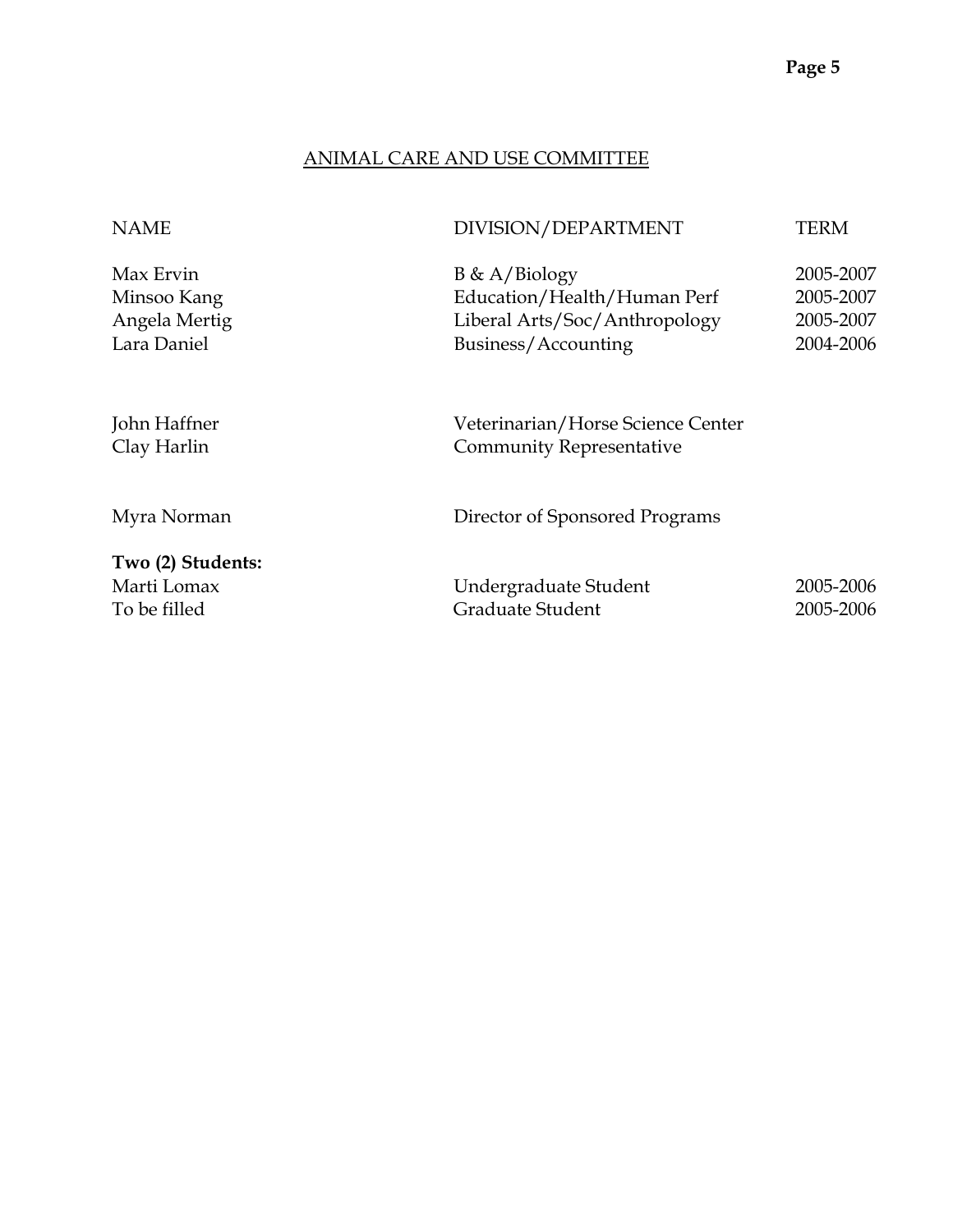## ANIMAL CARE AND USE COMMITTEE

| NAME | DIVISION/DEPARTMENT | TERM |
|---|---|---|
| Max Ervin | B & A/Biology | 2005-2007 |
| Minsoo Kang | Education/Health/Human Perf | 2005-2007 |
| Angela Mertig | Liberal Arts/Soc/Anthropology | 2005-2007 |
| Lara Daniel | Business/Accounting | 2004-2006 |
| John Haffner | Veterinarian/Horse Science Center | |
| Clay Harlin | Community Representative | |
| Myra Norman | Director of Sponsored Programs | |
| **Two (2) Students:** | | |
| Marti Lomax | Undergraduate Student | 2005-2006 |
| To be filled | Graduate Student | 2005-2006 |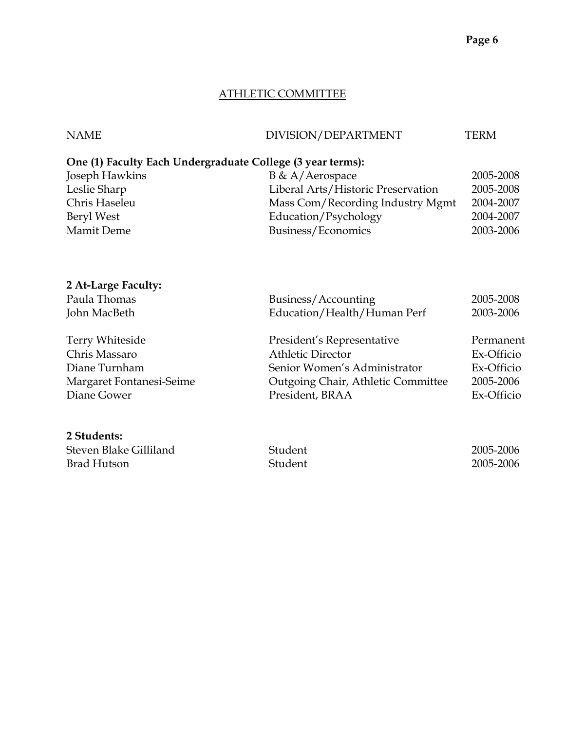## ATHLETIC COMMITTEE

| NAME | DIVISION/DEPARTMENT | TERM |
|---|---|---|
| **One (1) Faculty Each Undergraduate College (3 year terms):** | | |
| Joseph Hawkins | B & A/Aerospace | 2005-2008 |
| Leslie Sharp | Liberal Arts/Historic Preservation | 2005-2008 |
| Chris Haseleu | Mass Com/Recording Industry Mgmt | 2004-2007 |
| Beryl West | Education/Psychology | 2004-2007 |
| Mamit Deme | Business/Economics | 2003-2006 |
| **2 At-Large Faculty:** | | |
| Paula Thomas | Business/Accounting | 2005-2008 |
| John MacBeth | Education/Health/Human Perf | 2003-2006 |
| Terry Whiteside | President's Representative | Permanent |
| Chris Massaro | Athletic Director | Ex-Officio |
| Diane Turnham | Senior Women's Administrator | Ex-Officio |
| Margaret Fontanesi-Seime | Outgoing Chair, Athletic Committee | 2005-2006 |
| Diane Gower | President, BRAA | Ex-Officio |
| **2 Students:** | | |
| Steven Blake Gilliland | Student | 2005-2006 |
| Brad Hutson | Student | 2005-2006 |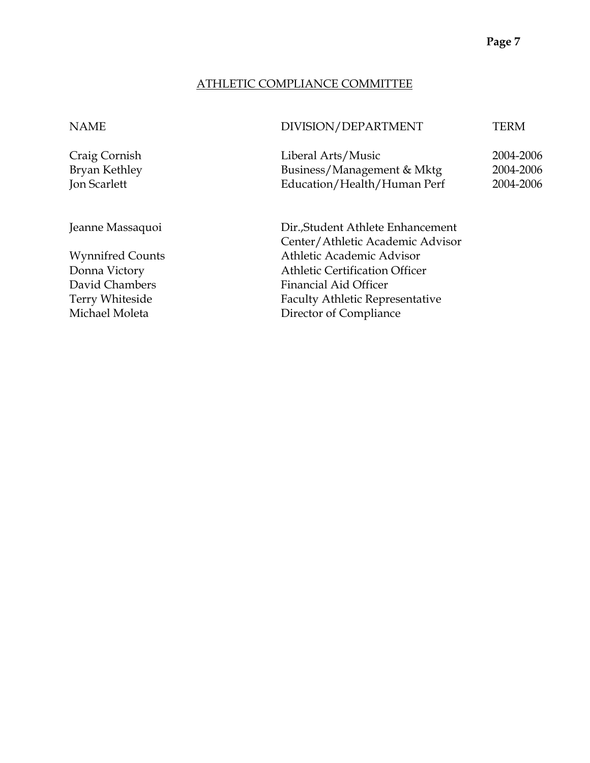## ATHLETIC COMPLIANCE COMMITTEE

| NAME | DIVISION/DEPARTMENT | TERM |
|---|---|---|
| Craig Cornish | Liberal Arts/Music | 2004-2006 |
| Bryan Kethley | Business/Management & Mktg | 2004-2006 |
| Jon Scarlett | Education/Health/Human Perf | 2004-2006 |
| | | |
| Jeanne Massaquoi | Dir.,Student Athlete Enhancement Center/Athletic Academic Advisor | |
| Wynnifred Counts | Athletic Academic Advisor | |
| Donna Victory | Athletic Certification Officer | |
| David Chambers | Financial Aid Officer | |
| Terry Whiteside | Faculty Athletic Representative | |
| Michael Moleta | Director of Compliance | |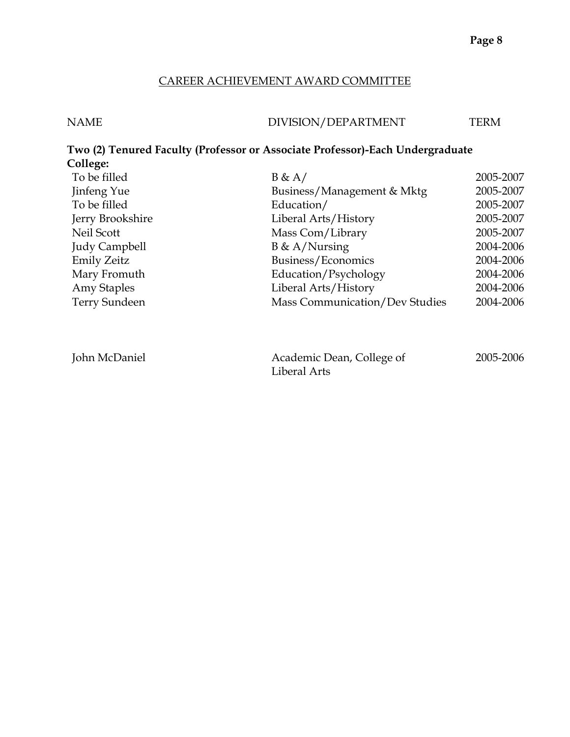## CAREER ACHIEVEMENT AWARD COMMITTEE

| NAME | DIVISION/DEPARTMENT | TERM |
|---|---|---|
| **Two (2) Tenured Faculty (Professor or Associate Professor)-Each Undergraduate College:** | | |
| To be filled | B & A/ | 2005-2007 |
| Jinfeng Yue | Business/Management & Mktg | 2005-2007 |
| To be filled | Education/ | 2005-2007 |
| Jerry Brookshire | Liberal Arts/History | 2005-2007 |
| Neil Scott | Mass Com/Library | 2005-2007 |
| Judy Campbell | B & A/Nursing | 2004-2006 |
| Emily Zeitz | Business/Economics | 2004-2006 |
| Mary Fromuth | Education/Psychology | 2004-2006 |
| Amy Staples | Liberal Arts/History | 2004-2006 |
| Terry Sundeen | Mass Communication/Dev Studies | 2004-2006 |
| | | |
| John McDaniel | Academic Dean, College of Liberal Arts | 2005-2006 |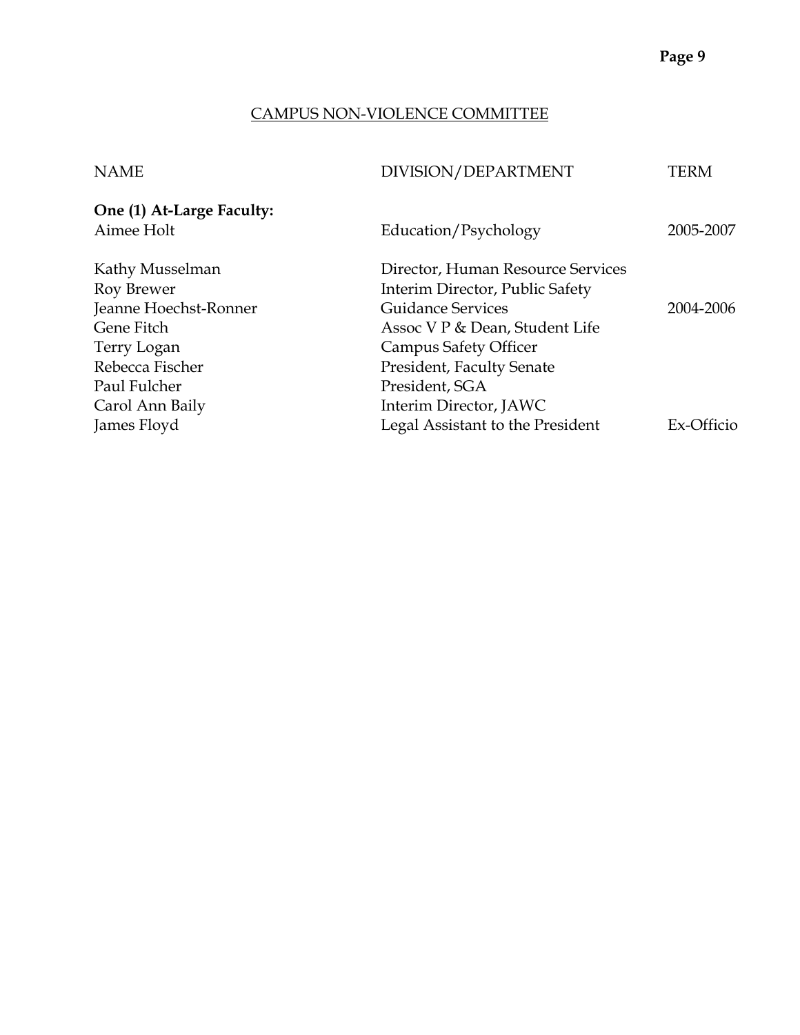## CAMPUS NON-VIOLENCE COMMITTEE

| NAME | DIVISION/DEPARTMENT | TERM |
|---|---|---|
| **One (1) At-Large Faculty:** | | |
| Aimee Holt | Education/Psychology | 2005-2007 |
| | | |
| Kathy Musselman | Director, Human Resource Services | |
| Roy Brewer | Interim Director, Public Safety | |
| Jeanne Hoechst-Ronner | Guidance Services | 2004-2006 |
| Gene Fitch | Assoc V P & Dean, Student Life | |
| Terry Logan | Campus Safety Officer | |
| Rebecca Fischer | President, Faculty Senate | |
| Paul Fulcher | President, SGA | |
| Carol Ann Baily | Interim Director, JAWC | |
| James Floyd | Legal Assistant to the President | Ex-Officio |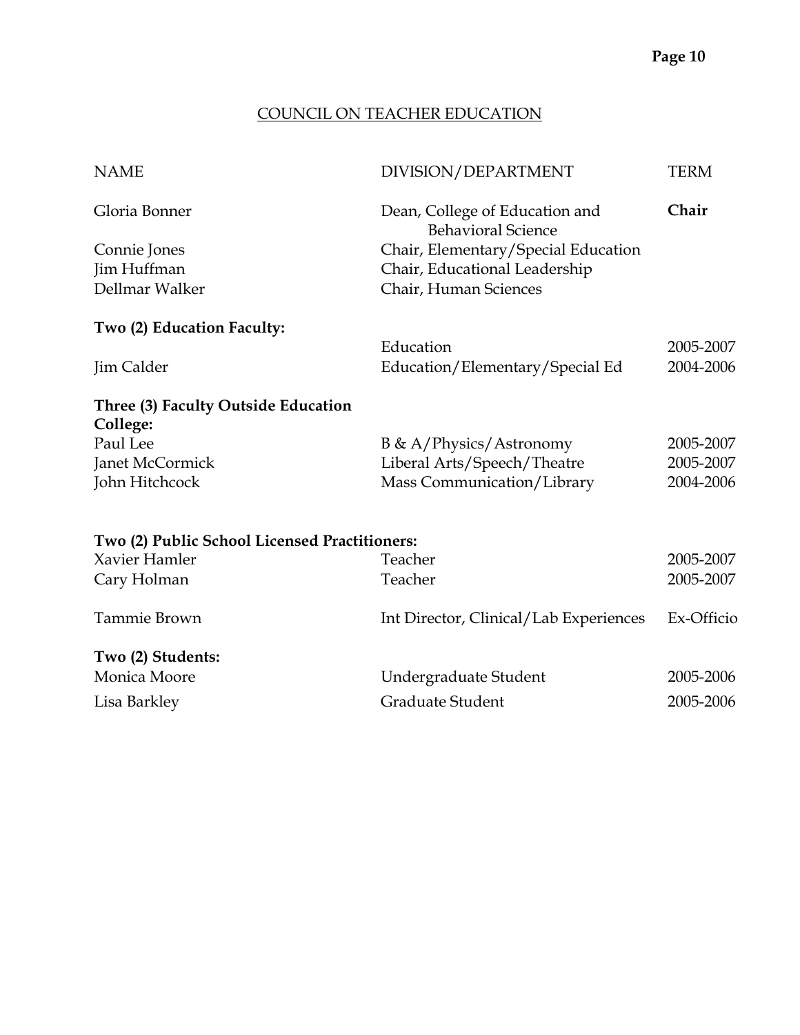## COUNCIL ON TEACHER EDUCATION

| NAME | DIVISION/DEPARTMENT | TERM |
|---|---|---|
| Gloria Bonner | Dean, College of Education and Behavioral Science | **Chair** |
| Connie Jones | Chair, Elementary/Special Education | |
| Jim Huffman | Chair, Educational Leadership | |
| Dellmar Walker | Chair, Human Sciences | |
| **Two (2) Education Faculty:** | | |
| | Education | 2005-2007 |
| Jim Calder | Education/Elementary/Special Ed | 2004-2006 |
| **Three (3) Faculty Outside Education College:** | | |
| Paul Lee | B & A/Physics/Astronomy | 2005-2007 |
| Janet McCormick | Liberal Arts/Speech/Theatre | 2005-2007 |
| John Hitchcock | Mass Communication/Library | 2004-2006 |
| **Two (2) Public School Licensed Practitioners:** | | |
| Xavier Hamler | Teacher | 2005-2007 |
| Cary Holman | Teacher | 2005-2007 |
| Tammie Brown | Int Director, Clinical/Lab Experiences | Ex-Officio |
| **Two (2) Students:** | | |
| Monica Moore | Undergraduate Student | 2005-2006 |
| Lisa Barkley | Graduate Student | 2005-2006 |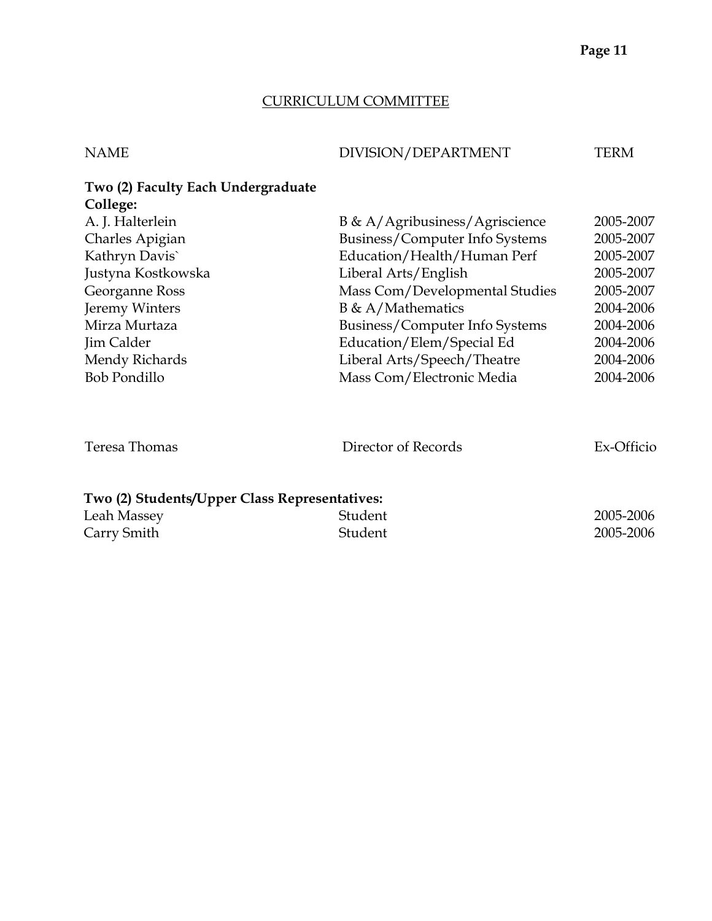## CURRICULUM COMMITTEE

| NAME | DIVISION/DEPARTMENT | TERM |
|---|---|---|
| **Two (2) Faculty Each Undergraduate College:** | | |
| A. J. Halterlein | B & A/Agribusiness/Agriscience | 2005-2007 |
| Charles Apigian | Business/Computer Info Systems | 2005-2007 |
| Kathryn Davis` | Education/Health/Human Perf | 2005-2007 |
| Justyna Kostkowska | Liberal Arts/English | 2005-2007 |
| Georganne Ross | Mass Com/Developmental Studies | 2005-2007 |
| Jeremy Winters | B & A/Mathematics | 2004-2006 |
| Mirza Murtaza | Business/Computer Info Systems | 2004-2006 |
| Jim Calder | Education/Elem/Special Ed | 2004-2006 |
| Mendy Richards | Liberal Arts/Speech/Theatre | 2004-2006 |
| Bob Pondillo | Mass Com/Electronic Media | 2004-2006 |
| | | |
| Teresa Thomas | Director of Records | Ex-Officio |
| | | |
| **Two (2) Students/Upper Class Representatives:** | | |
| Leah Massey | Student | 2005-2006 |
| Carry Smith | Student | 2005-2006 |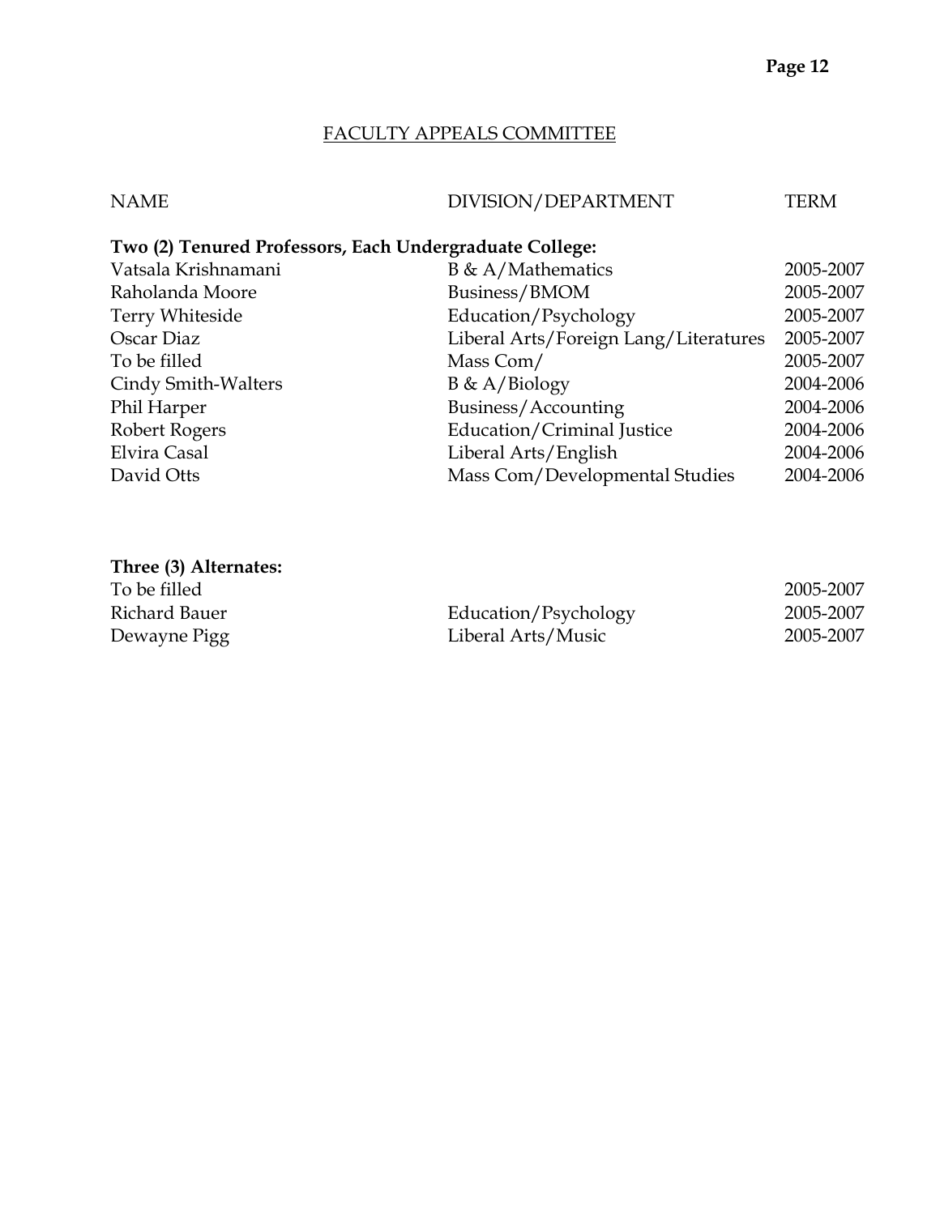## FACULTY APPEALS COMMITTEE

| NAME | DIVISION/DEPARTMENT | TERM |
|---|---|---|
| **Two (2) Tenured Professors, Each Undergraduate College:** | | |
| Vatsala Krishnamani | B & A/Mathematics | 2005-2007 |
| Raholanda Moore | Business/BMOM | 2005-2007 |
| Terry Whiteside | Education/Psychology | 2005-2007 |
| Oscar Diaz | Liberal Arts/Foreign Lang/Literatures | 2005-2007 |
| To be filled | Mass Com/ | 2005-2007 |
| Cindy Smith-Walters | B & A/Biology | 2004-2006 |
| Phil Harper | Business/Accounting | 2004-2006 |
| Robert Rogers | Education/Criminal Justice | 2004-2006 |
| Elvira Casal | Liberal Arts/English | 2004-2006 |
| David Otts | Mass Com/Developmental Studies | 2004-2006 |

| NAME | DIVISION/DEPARTMENT | TERM |
|---|---|---|
| **Three (3) Alternates:** | | |
| To be filled | | 2005-2007 |
| Richard Bauer | Education/Psychology | 2005-2007 |
| Dewayne Pigg | Liberal Arts/Music | 2005-2007 |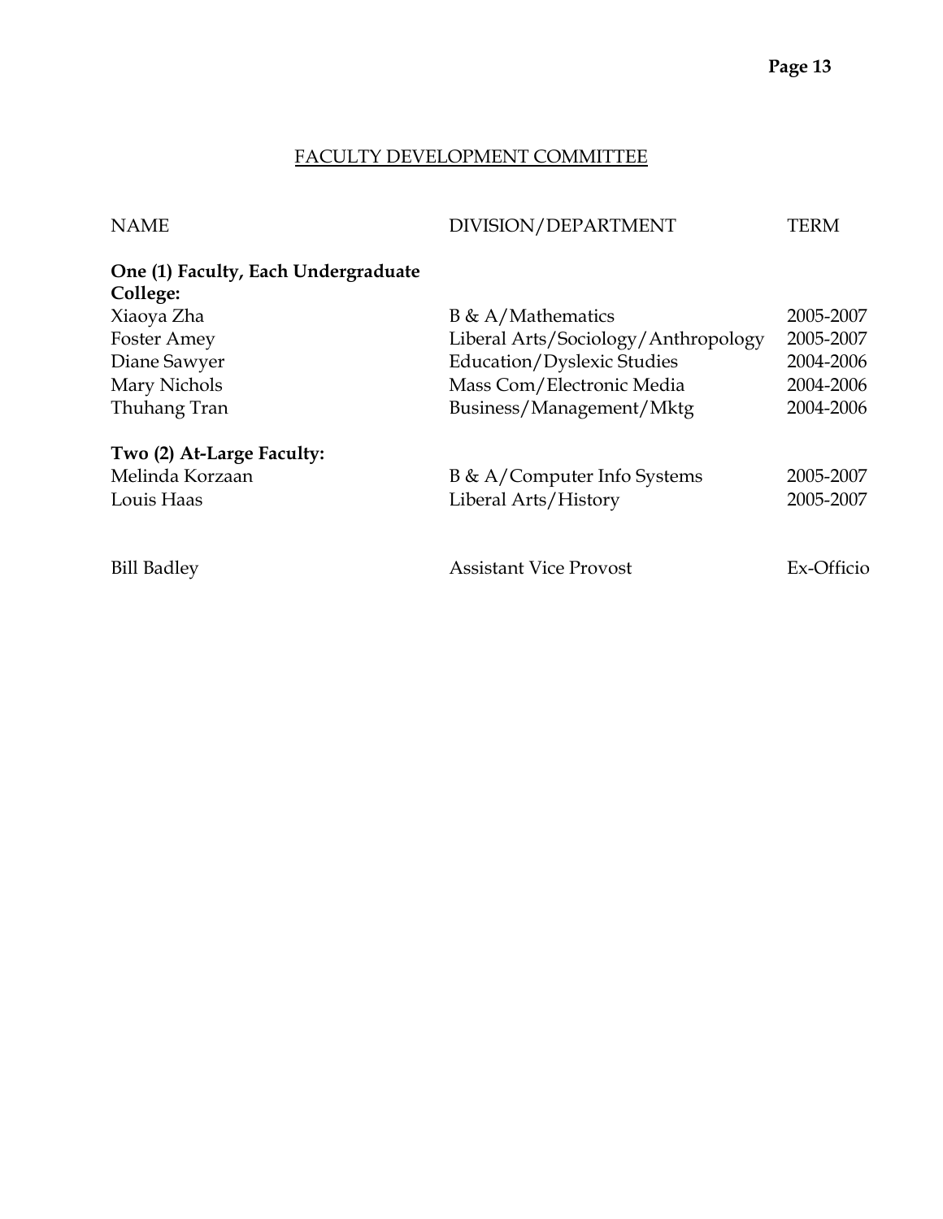## FACULTY DEVELOPMENT COMMITTEE

| NAME | DIVISION/DEPARTMENT | TERM |
| --- | --- | --- |
| **One (1) Faculty, Each Undergraduate College:** | | |
| Xiaoya Zha | B & A/Mathematics | 2005-2007 |
| Foster Amey | Liberal Arts/Sociology/Anthropology | 2005-2007 |
| Diane Sawyer | Education/Dyslexic Studies | 2004-2006 |
| Mary Nichols | Mass Com/Electronic Media | 2004-2006 |
| Thuhang Tran | Business/Management/Mktg | 2004-2006 |
| **Two (2) At-Large Faculty:** | | |
| Melinda Korzaan | B & A/Computer Info Systems | 2005-2007 |
| Louis Haas | Liberal Arts/History | 2005-2007 |
| Bill Badley | Assistant Vice Provost | Ex-Officio |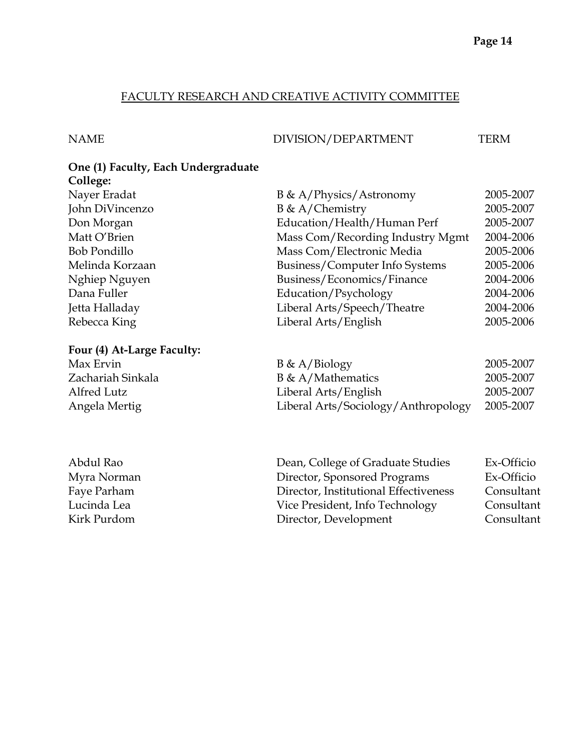## FACULTY RESEARCH AND CREATIVE ACTIVITY COMMITTEE

| NAME | DIVISION/DEPARTMENT | TERM |
|---|---|---|
| **One (1) Faculty, Each Undergraduate College:** | | |
| Nayer Eradat | B & A/Physics/Astronomy | 2005-2007 |
| John DiVincenzo | B & A/Chemistry | 2005-2007 |
| Don Morgan | Education/Health/Human Perf | 2005-2007 |
| Matt O'Brien | Mass Com/Recording Industry Mgmt | 2004-2006 |
| Bob Pondillo | Mass Com/Electronic Media | 2005-2006 |
| Melinda Korzaan | Business/Computer Info Systems | 2005-2006 |
| Nghiep Nguyen | Business/Economics/Finance | 2004-2006 |
| Dana Fuller | Education/Psychology | 2004-2006 |
| Jetta Halladay | Liberal Arts/Speech/Theatre | 2004-2006 |
| Rebecca King | Liberal Arts/English | 2005-2006 |
| **Four (4) At-Large Faculty:** | | |
| Max Ervin | B & A/Biology | 2005-2007 |
| Zachariah Sinkala | B & A/Mathematics | 2005-2007 |
| Alfred Lutz | Liberal Arts/English | 2005-2007 |
| Angela Mertig | Liberal Arts/Sociology/Anthropology | 2005-2007 |
| | | |
| Abdul Rao | Dean, College of Graduate Studies | Ex-Officio |
| Myra Norman | Director, Sponsored Programs | Ex-Officio |
| Faye Parham | Director, Institutional Effectiveness | Consultant |
| Lucinda Lea | Vice President, Info Technology | Consultant |
| Kirk Purdom | Director, Development | Consultant |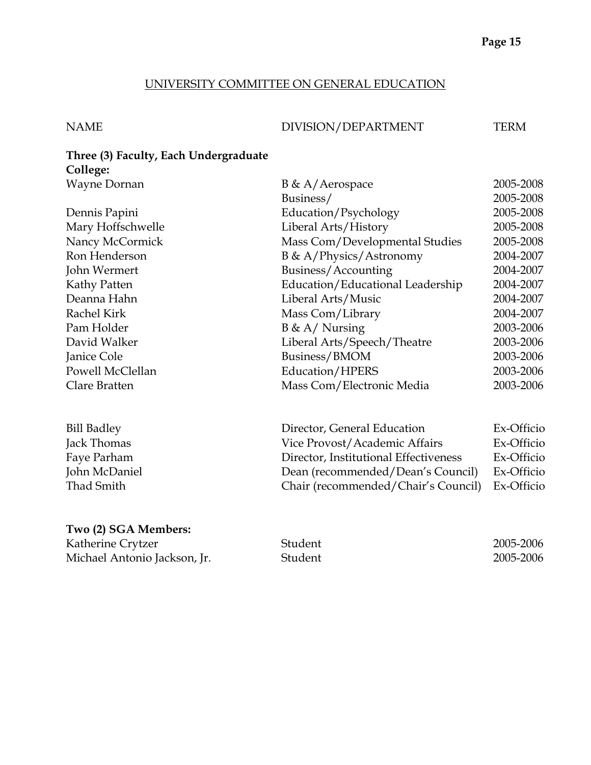## UNIVERSITY COMMITTEE ON GENERAL EDUCATION

| NAME | DIVISION/DEPARTMENT | TERM |
| --- | --- | --- |
| **Three (3) Faculty, Each Undergraduate College:** | | |
| Wayne Dornan | B & A/Aerospace | 2005-2008 |
| | Business/ | 2005-2008 |
| Dennis Papini | Education/Psychology | 2005-2008 |
| Mary Hoffschwelle | Liberal Arts/History | 2005-2008 |
| Nancy McCormick | Mass Com/Developmental Studies | 2005-2008 |
| Ron Henderson | B & A/Physics/Astronomy | 2004-2007 |
| John Wermert | Business/Accounting | 2004-2007 |
| Kathy Patten | Education/Educational Leadership | 2004-2007 |
| Deanna Hahn | Liberal Arts/Music | 2004-2007 |
| Rachel Kirk | Mass Com/Library | 2004-2007 |
| Pam Holder | B & A/ Nursing | 2003-2006 |
| David Walker | Liberal Arts/Speech/Theatre | 2003-2006 |
| Janice Cole | Business/BMOM | 2003-2006 |
| Powell McClellan | Education/HPERS | 2003-2006 |
| Clare Bratten | Mass Com/Electronic Media | 2003-2006 |
| | | |
| Bill Badley | Director, General Education | Ex-Officio |
| Jack Thomas | Vice Provost/Academic Affairs | Ex-Officio |
| Faye Parham | Director, Institutional Effectiveness | Ex-Officio |
| John McDaniel | Dean (recommended/Dean's Council) | Ex-Officio |
| Thad Smith | Chair (recommended/Chair's Council) | Ex-Officio |
| | | |
| **Two (2) SGA Members:** | | |
| Katherine Crytzer | Student | 2005-2006 |
| Michael Antonio Jackson, Jr. | Student | 2005-2006 |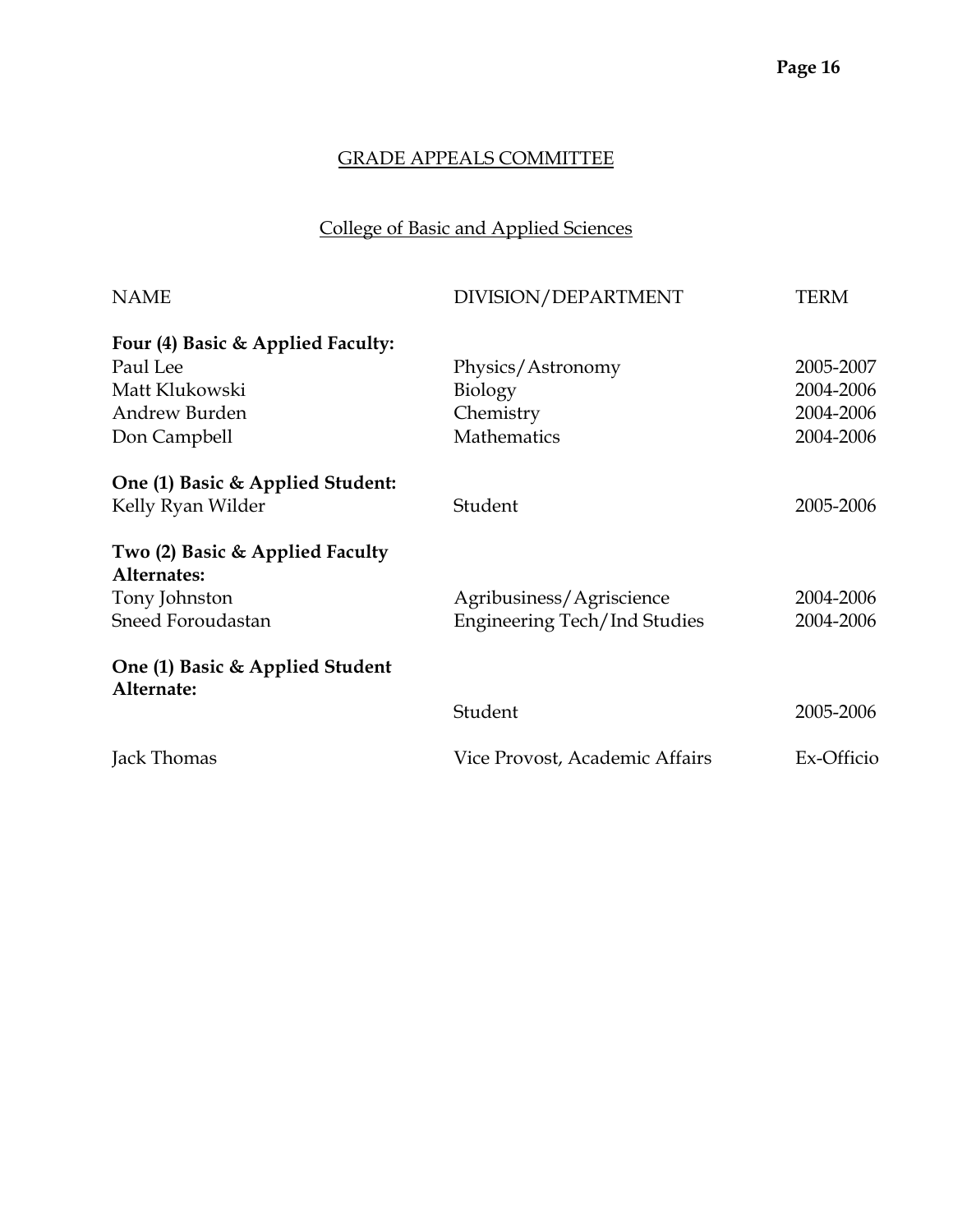## GRADE APPEALS COMMITTEE

### College of Basic and Applied Sciences

| NAME | DIVISION/DEPARTMENT | TERM |
|---|---|---|
| **Four (4) Basic & Applied Faculty:** | | |
| Paul Lee | Physics/Astronomy | 2005-2007 |
| Matt Klukowski | Biology | 2004-2006 |
| Andrew Burden | Chemistry | 2004-2006 |
| Don Campbell | Mathematics | 2004-2006 |
| **One (1) Basic & Applied Student:** | | |
| Kelly Ryan Wilder | Student | 2005-2006 |
| **Two (2) Basic & Applied Faculty Alternates:** | | |
| Tony Johnston | Agribusiness/Agriscience | 2004-2006 |
| Sneed Foroudastan | Engineering Tech/Ind Studies | 2004-2006 |
| **One (1) Basic & Applied Student Alternate:** | | |
| | Student | 2005-2006 |
| Jack Thomas | Vice Provost, Academic Affairs | Ex-Officio |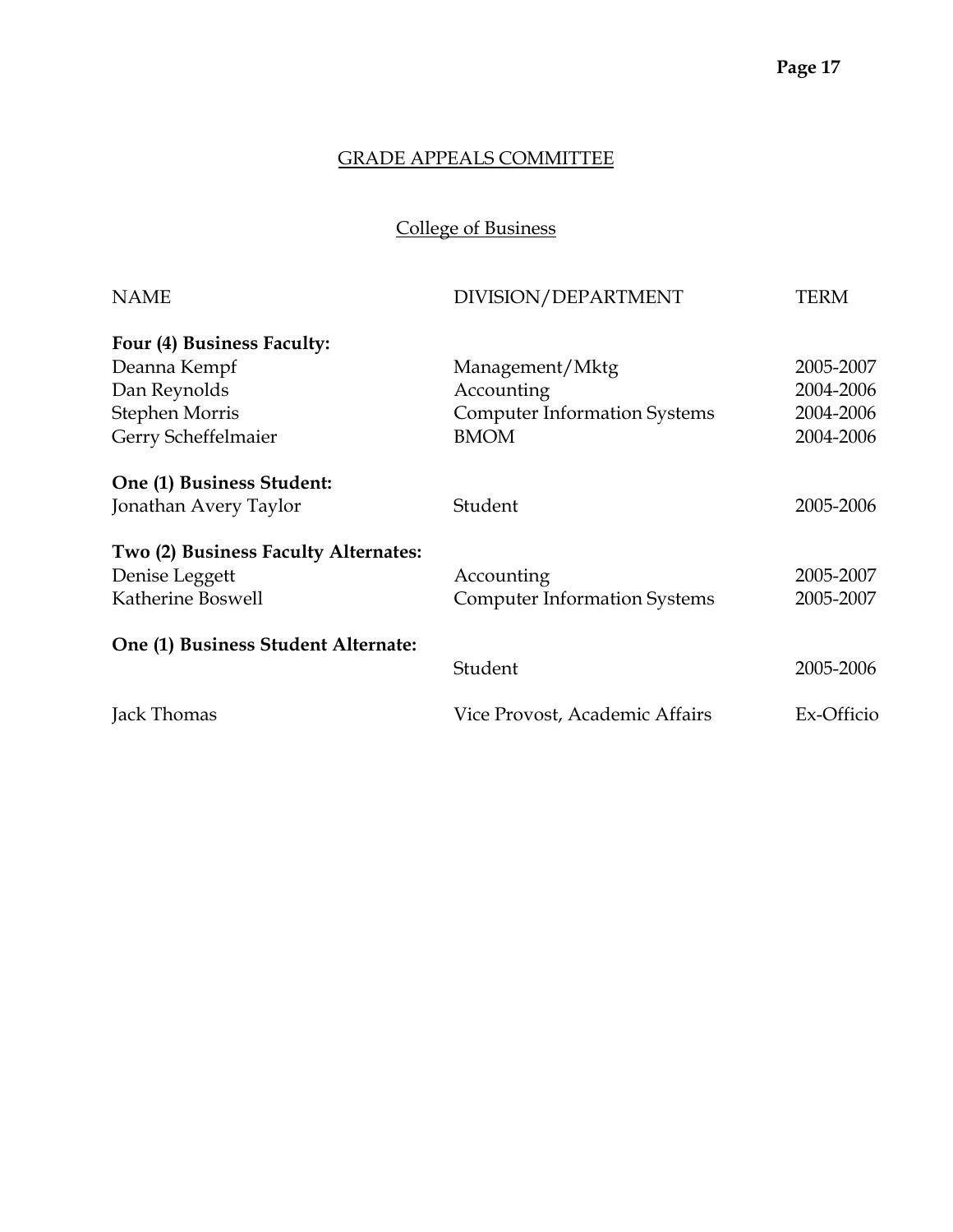## GRADE APPEALS COMMITTEE

### College of Business

| NAME | DIVISION/DEPARTMENT | TERM |
|---|---|---|
| **Four (4) Business Faculty:** | | |
| Deanna Kempf | Management/Mktg | 2005-2007 |
| Dan Reynolds | Accounting | 2004-2006 |
| Stephen Morris | Computer Information Systems | 2004-2006 |
| Gerry Scheffelmaier | BMOM | 2004-2006 |
| **One (1) Business Student:** | | |
| Jonathan Avery Taylor | Student | 2005-2006 |
| **Two (2) Business Faculty Alternates:** | | |
| Denise Leggett | Accounting | 2005-2007 |
| Katherine Boswell | Computer Information Systems | 2005-2007 |
| **One (1) Business Student Alternate:** | | |
| | Student | 2005-2006 |
| Jack Thomas | Vice Provost, Academic Affairs | Ex-Officio |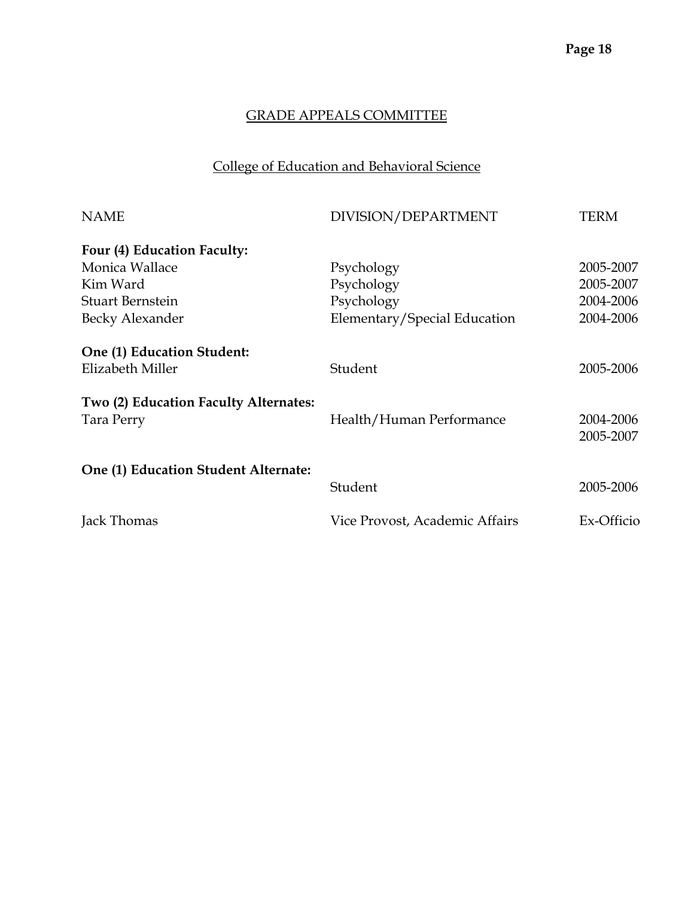## GRADE APPEALS COMMITTEE

### College of Education and Behavioral Science

| NAME | DIVISION/DEPARTMENT | TERM |
|---|---|---|
| **Four (4) Education Faculty:** | | |
| Monica Wallace | Psychology | 2005-2007 |
| Kim Ward | Psychology | 2005-2007 |
| Stuart Bernstein | Psychology | 2004-2006 |
| Becky Alexander | Elementary/Special Education | 2004-2006 |
| **One (1) Education Student:** | | |
| Elizabeth Miller | Student | 2005-2006 |
| **Two (2) Education Faculty Alternates:** | | |
| Tara Perry | Health/Human Performance | 2004-2006 |
| | | 2005-2007 |
| **One (1) Education Student Alternate:** | | |
| | Student | 2005-2006 |
| Jack Thomas | Vice Provost, Academic Affairs | Ex-Officio |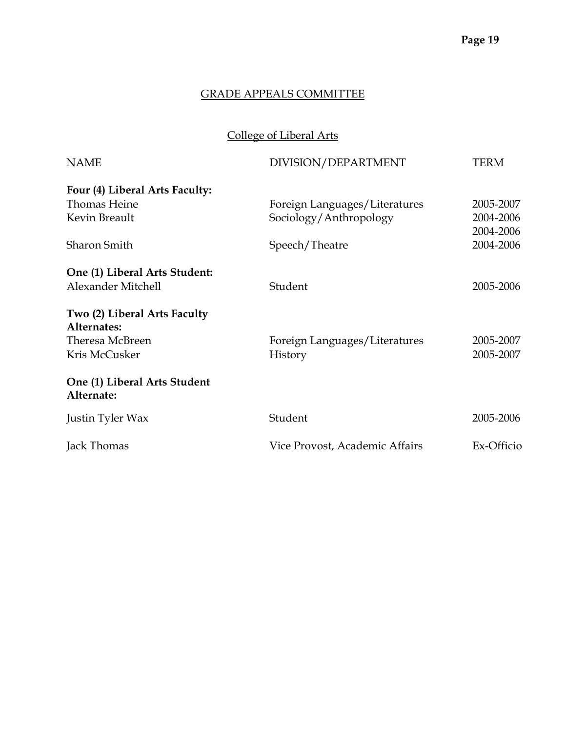## GRADE APPEALS COMMITTEE

### College of Liberal Arts

| NAME | DIVISION/DEPARTMENT | TERM |
|---|---|---|
| **Four (4) Liberal Arts Faculty:** | | |
| Thomas Heine | Foreign Languages/Literatures | 2005-2007 |
| Kevin Breault | Sociology/Anthropology | 2004-2006 |
| | | 2004-2006 |
| Sharon Smith | Speech/Theatre | 2004-2006 |
| **One (1) Liberal Arts Student:** | | |
| Alexander Mitchell | Student | 2005-2006 |
| **Two (2) Liberal Arts Faculty Alternates:** | | |
| Theresa McBreen | Foreign Languages/Literatures | 2005-2007 |
| Kris McCusker | History | 2005-2007 |
| **One (1) Liberal Arts Student Alternate:** | | |
| Justin Tyler Wax | Student | 2005-2006 |
| Jack Thomas | Vice Provost, Academic Affairs | Ex-Officio |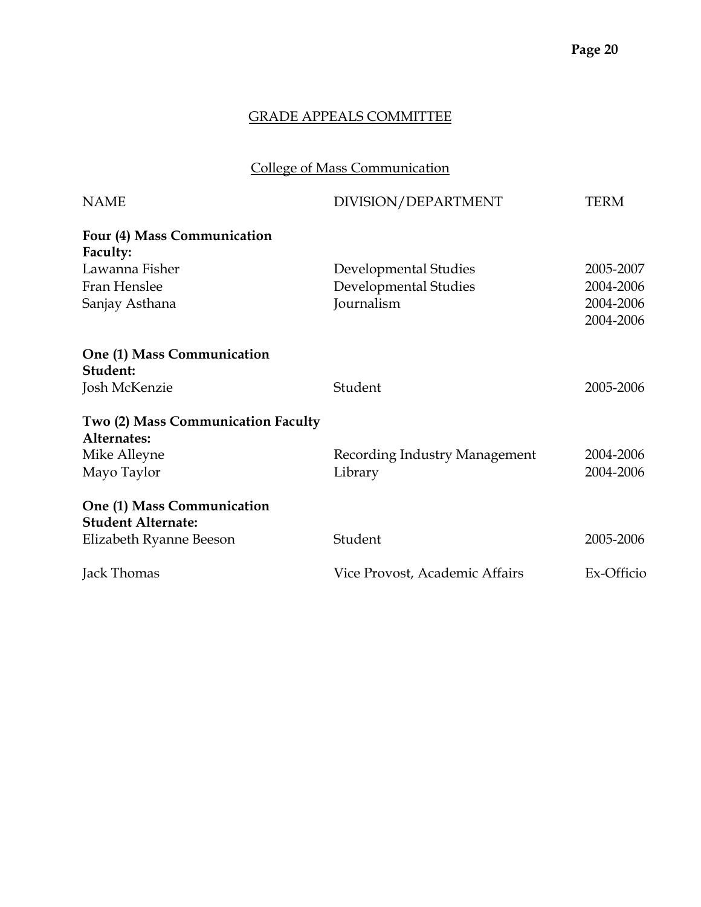## GRADE APPEALS COMMITTEE

### College of Mass Communication

| NAME | DIVISION/DEPARTMENT | TERM |
| --- | --- | --- |
| **Four (4) Mass Communication Faculty:** | | |
| Lawanna Fisher | Developmental Studies | 2005-2007 |
| Fran Henslee | Developmental Studies | 2004-2006 |
| Sanjay Asthana | Journalism | 2004-2006 |
| | | 2004-2006 |
| **One (1) Mass Communication Student:** | | |
| Josh McKenzie | Student | 2005-2006 |
| **Two (2) Mass Communication Faculty Alternates:** | | |
| Mike Alleyne | Recording Industry Management | 2004-2006 |
| Mayo Taylor | Library | 2004-2006 |
| **One (1) Mass Communication Student Alternate:** | | |
| Elizabeth Ryanne Beeson | Student | 2005-2006 |
| Jack Thomas | Vice Provost, Academic Affairs | Ex-Officio |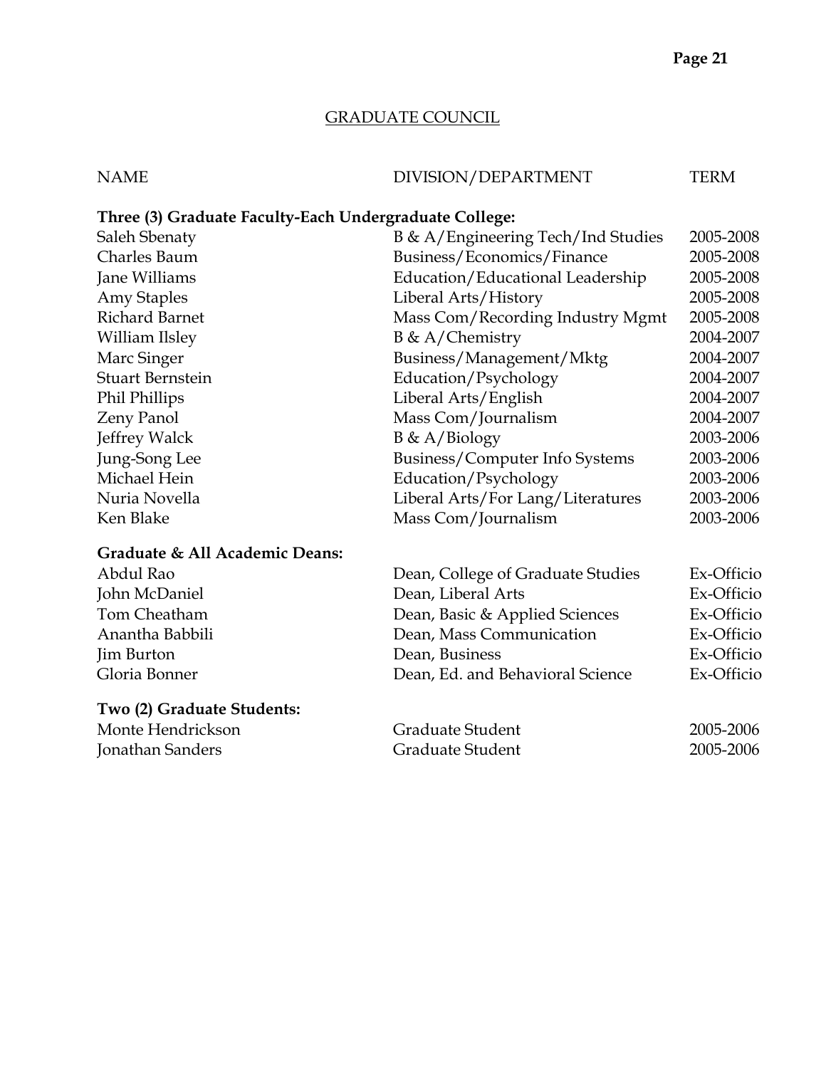## GRADUATE COUNCIL

| NAME | DIVISION/DEPARTMENT | TERM |
|---|---|---|
| **Three (3) Graduate Faculty-Each Undergraduate College:** | | |
| Saleh Sbenaty | B & A/Engineering Tech/Ind Studies | 2005-2008 |
| Charles Baum | Business/Economics/Finance | 2005-2008 |
| Jane Williams | Education/Educational Leadership | 2005-2008 |
| Amy Staples | Liberal Arts/History | 2005-2008 |
| Richard Barnet | Mass Com/Recording Industry Mgmt | 2005-2008 |
| William Ilsley | B & A/Chemistry | 2004-2007 |
| Marc Singer | Business/Management/Mktg | 2004-2007 |
| Stuart Bernstein | Education/Psychology | 2004-2007 |
| Phil Phillips | Liberal Arts/English | 2004-2007 |
| Zeny Panol | Mass Com/Journalism | 2004-2007 |
| Jeffrey Walck | B & A/Biology | 2003-2006 |
| Jung-Song Lee | Business/Computer Info Systems | 2003-2006 |
| Michael Hein | Education/Psychology | 2003-2006 |
| Nuria Novella | Liberal Arts/For Lang/Literatures | 2003-2006 |
| Ken Blake | Mass Com/Journalism | 2003-2006 |
| **Graduate & All Academic Deans:** | | |
| Abdul Rao | Dean, College of Graduate Studies | Ex-Officio |
| John McDaniel | Dean, Liberal Arts | Ex-Officio |
| Tom Cheatham | Dean, Basic & Applied Sciences | Ex-Officio |
| Anantha Babbili | Dean, Mass Communication | Ex-Officio |
| Jim Burton | Dean, Business | Ex-Officio |
| Gloria Bonner | Dean, Ed. and Behavioral Science | Ex-Officio |
| **Two (2) Graduate Students:** | | |
| Monte Hendrickson | Graduate Student | 2005-2006 |
| Jonathan Sanders | Graduate Student | 2005-2006 |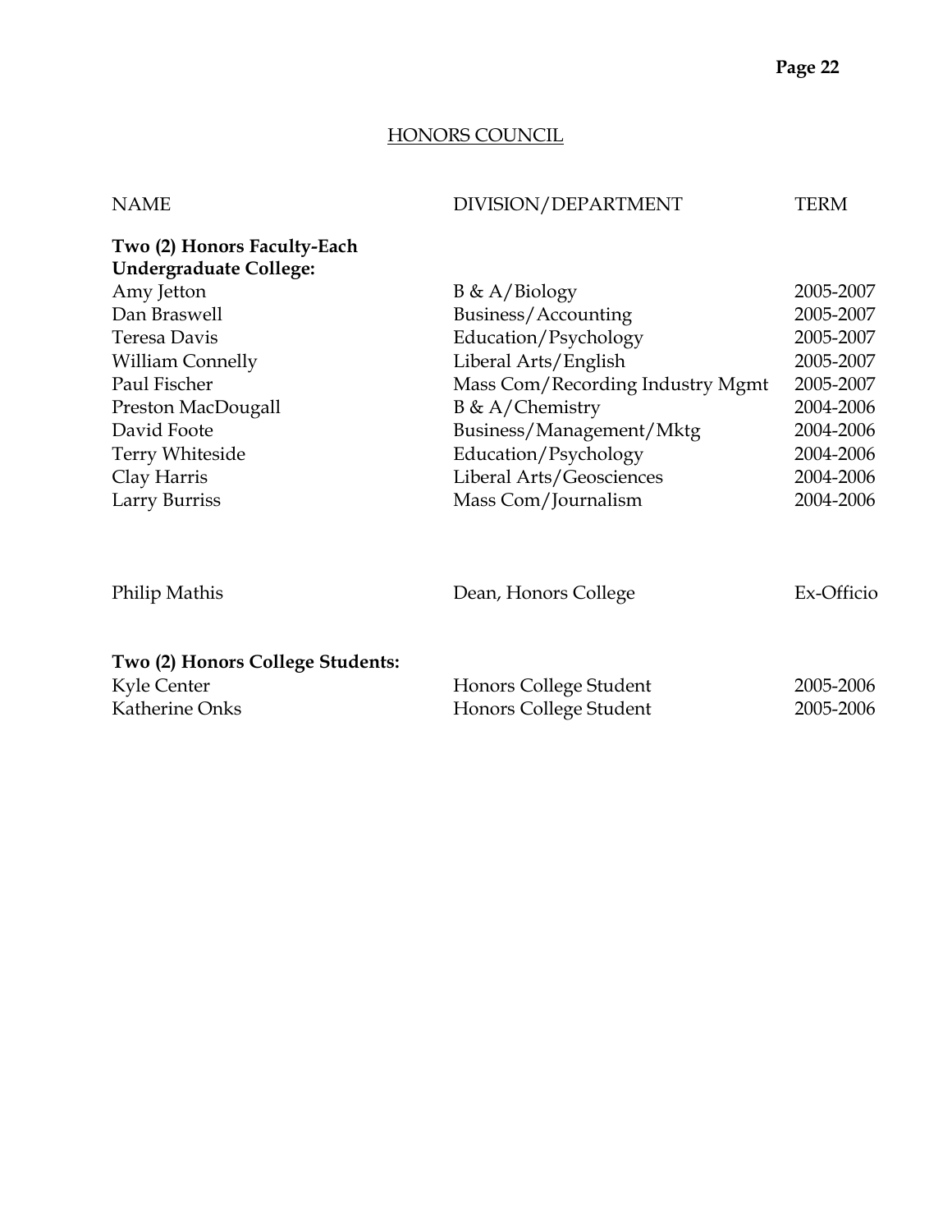## HONORS COUNCIL

| NAME | DIVISION/DEPARTMENT | TERM |
|---|---|---|
| **Two (2) Honors Faculty-Each Undergraduate College:** | | |
| Amy Jetton | B & A/Biology | 2005-2007 |
| Dan Braswell | Business/Accounting | 2005-2007 |
| Teresa Davis | Education/Psychology | 2005-2007 |
| William Connelly | Liberal Arts/English | 2005-2007 |
| Paul Fischer | Mass Com/Recording Industry Mgmt | 2005-2007 |
| Preston MacDougall | B & A/Chemistry | 2004-2006 |
| David Foote | Business/Management/Mktg | 2004-2006 |
| Terry Whiteside | Education/Psychology | 2004-2006 |
| Clay Harris | Liberal Arts/Geosciences | 2004-2006 |
| Larry Burriss | Mass Com/Journalism | 2004-2006 |
| Philip Mathis | Dean, Honors College | Ex-Officio |
| **Two (2) Honors College Students:** | | |
| Kyle Center | Honors College Student | 2005-2006 |
| Katherine Onks | Honors College Student | 2005-2006 |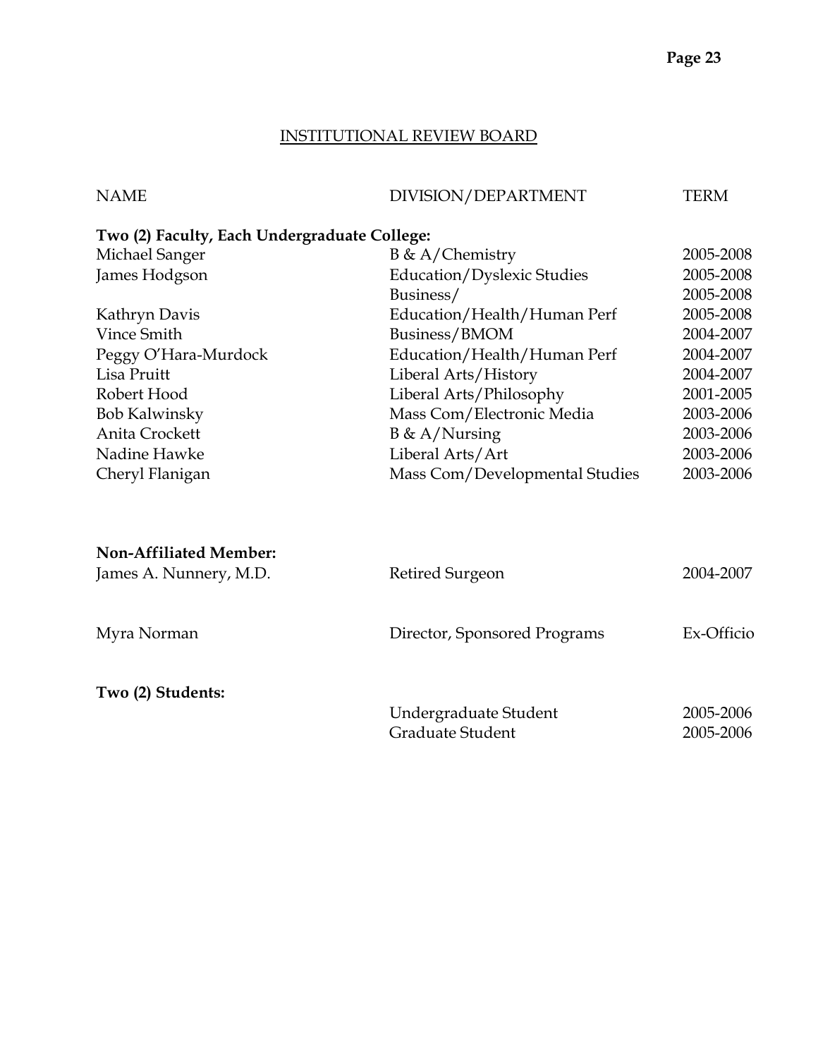## INSTITUTIONAL REVIEW BOARD

| NAME | DIVISION/DEPARTMENT | TERM |
|---|---|---|
| **Two (2) Faculty, Each Undergraduate College:** | | |
| Michael Sanger | B & A/Chemistry | 2005-2008 |
| James Hodgson | Education/Dyslexic Studies | 2005-2008 |
| | Business/ | 2005-2008 |
| Kathryn Davis | Education/Health/Human Perf | 2005-2008 |
| Vince Smith | Business/BMOM | 2004-2007 |
| Peggy O'Hara-Murdock | Education/Health/Human Perf | 2004-2007 |
| Lisa Pruitt | Liberal Arts/History | 2004-2007 |
| Robert Hood | Liberal Arts/Philosophy | 2001-2005 |
| Bob Kalwinsky | Mass Com/Electronic Media | 2003-2006 |
| Anita Crockett | B & A/Nursing | 2003-2006 |
| Nadine Hawke | Liberal Arts/Art | 2003-2006 |
| Cheryl Flanigan | Mass Com/Developmental Studies | 2003-2006 |
| **Non-Affiliated Member:** | | |
| James A. Nunnery, M.D. | Retired Surgeon | 2004-2007 |
| Myra Norman | Director, Sponsored Programs | Ex-Officio |
| **Two (2) Students:** | | |
| | Undergraduate Student | 2005-2006 |
| | Graduate Student | 2005-2006 |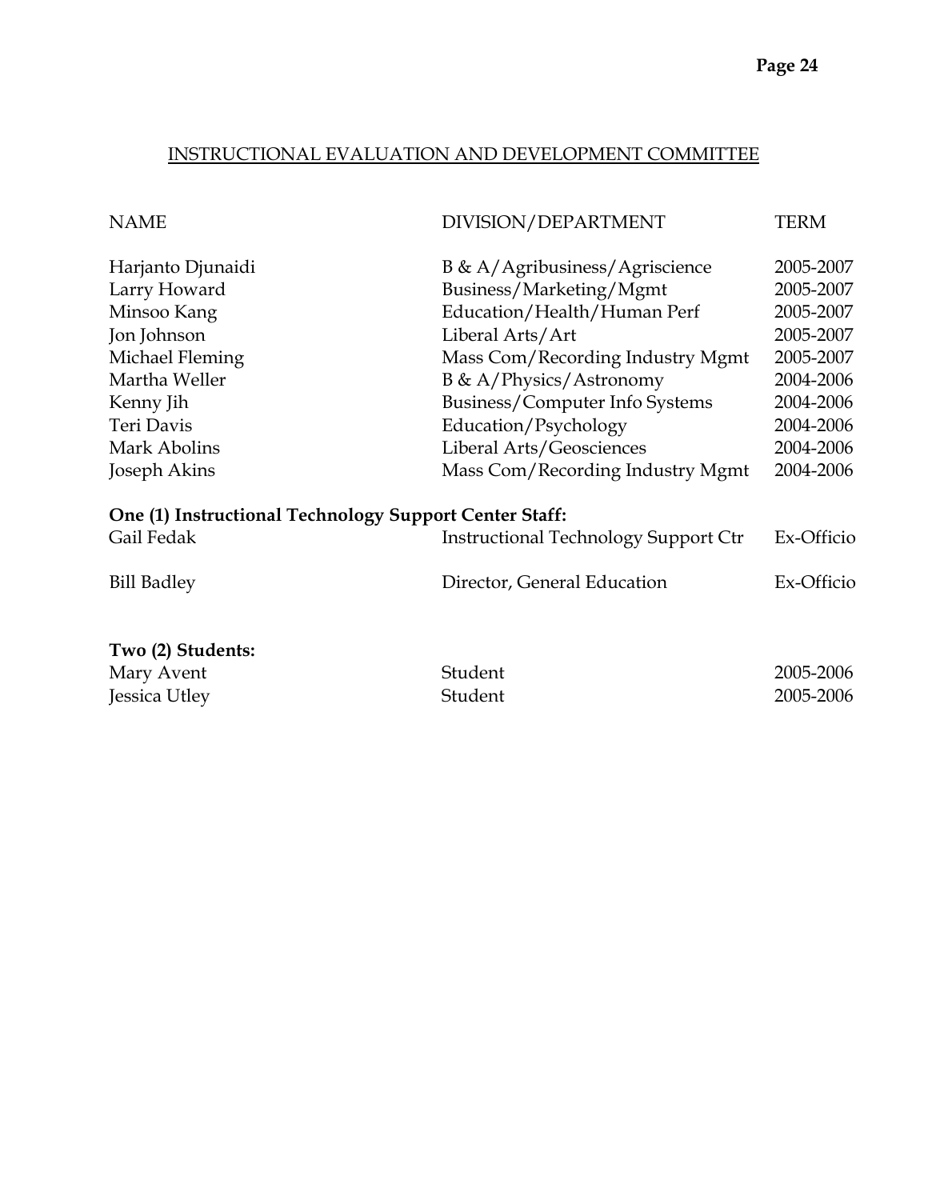## INSTRUCTIONAL EVALUATION AND DEVELOPMENT COMMITTEE

| NAME | DIVISION/DEPARTMENT | TERM |
|---|---|---|
| Harjanto Djunaidi | B & A/Agribusiness/Agriscience | 2005-2007 |
| Larry Howard | Business/Marketing/Mgmt | 2005-2007 |
| Minsoo Kang | Education/Health/Human Perf | 2005-2007 |
| Jon Johnson | Liberal Arts/Art | 2005-2007 |
| Michael Fleming | Mass Com/Recording Industry Mgmt | 2005-2007 |
| Martha Weller | B & A/Physics/Astronomy | 2004-2006 |
| Kenny Jih | Business/Computer Info Systems | 2004-2006 |
| Teri Davis | Education/Psychology | 2004-2006 |
| Mark Abolins | Liberal Arts/Geosciences | 2004-2006 |
| Joseph Akins | Mass Com/Recording Industry Mgmt | 2004-2006 |
| **One (1) Instructional Technology Support Center Staff:** | | |
| Gail Fedak | Instructional Technology Support Ctr | Ex-Officio |
| Bill Badley | Director, General Education | Ex-Officio |
| **Two (2) Students:** | | |
| Mary Avent | Student | 2005-2006 |
| Jessica Utley | Student | 2005-2006 |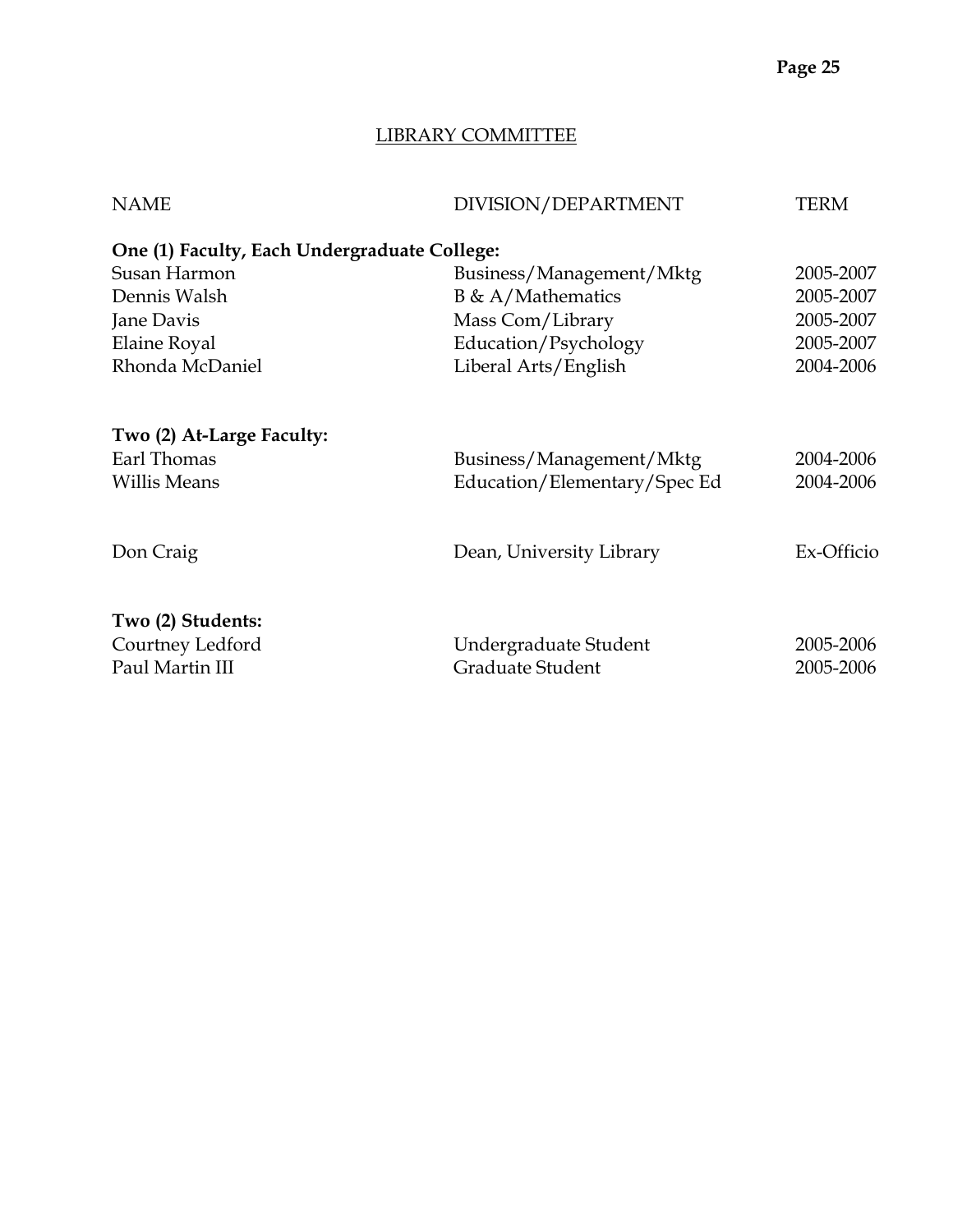## LIBRARY COMMITTEE

| NAME | DIVISION/DEPARTMENT | TERM |
|---|---|---|
| **One (1) Faculty, Each Undergraduate College:** | | |
| Susan Harmon | Business/Management/Mktg | 2005-2007 |
| Dennis Walsh | B & A/Mathematics | 2005-2007 |
| Jane Davis | Mass Com/Library | 2005-2007 |
| Elaine Royal | Education/Psychology | 2005-2007 |
| Rhonda McDaniel | Liberal Arts/English | 2004-2006 |
| **Two (2) At-Large Faculty:** | | |
| Earl Thomas | Business/Management/Mktg | 2004-2006 |
| Willis Means | Education/Elementary/Spec Ed | 2004-2006 |
| Don Craig | Dean, University Library | Ex-Officio |
| **Two (2) Students:** | | |
| Courtney Ledford | Undergraduate Student | 2005-2006 |
| Paul Martin III | Graduate Student | 2005-2006 |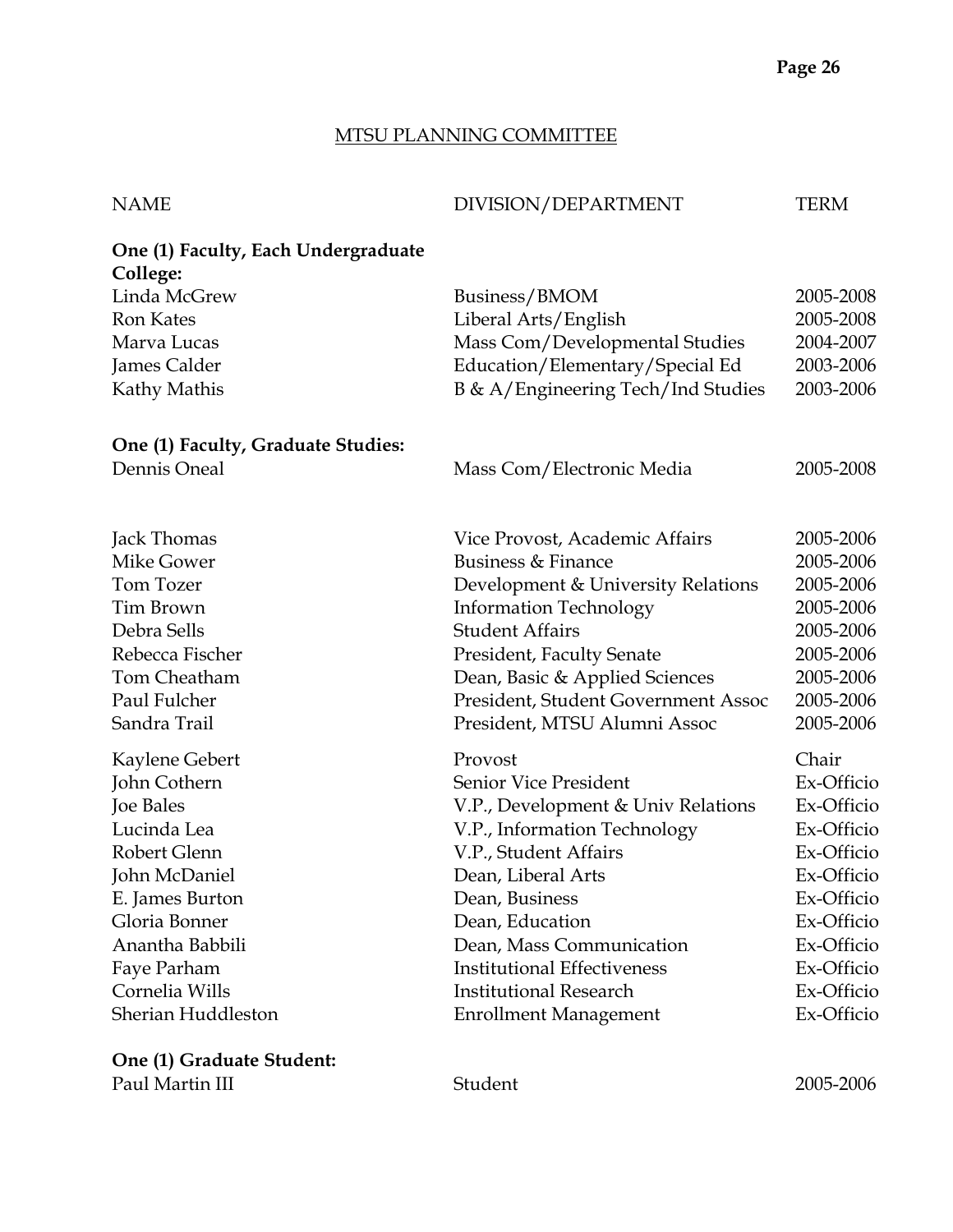## MTSU PLANNING COMMITTEE

| NAME | DIVISION/DEPARTMENT | TERM |
|---|---|---|
| **One (1) Faculty, Each Undergraduate College:** | | |
| Linda McGrew | Business/BMOM | 2005-2008 |
| Ron Kates | Liberal Arts/English | 2005-2008 |
| Marva Lucas | Mass Com/Developmental Studies | 2004-2007 |
| James Calder | Education/Elementary/Special Ed | 2003-2006 |
| Kathy Mathis | B & A/Engineering Tech/Ind Studies | 2003-2006 |
| **One (1) Faculty, Graduate Studies:** | | |
| Dennis Oneal | Mass Com/Electronic Media | 2005-2008 |
| Jack Thomas | Vice Provost, Academic Affairs | 2005-2006 |
| Mike Gower | Business & Finance | 2005-2006 |
| Tom Tozer | Development & University Relations | 2005-2006 |
| Tim Brown | Information Technology | 2005-2006 |
| Debra Sells | Student Affairs | 2005-2006 |
| Rebecca Fischer | President, Faculty Senate | 2005-2006 |
| Tom Cheatham | Dean, Basic & Applied Sciences | 2005-2006 |
| Paul Fulcher | President, Student Government Assoc | 2005-2006 |
| Sandra Trail | President, MTSU Alumni Assoc | 2005-2006 |
| Kaylene Gebert | Provost | Chair |
| John Cothern | Senior Vice President | Ex-Officio |
| Joe Bales | V.P., Development & Univ Relations | Ex-Officio |
| Lucinda Lea | V.P., Information Technology | Ex-Officio |
| Robert Glenn | V.P., Student Affairs | Ex-Officio |
| John McDaniel | Dean, Liberal Arts | Ex-Officio |
| E. James Burton | Dean, Business | Ex-Officio |
| Gloria Bonner | Dean, Education | Ex-Officio |
| Anantha Babbili | Dean, Mass Communication | Ex-Officio |
| Faye Parham | Institutional Effectiveness | Ex-Officio |
| Cornelia Wills | Institutional Research | Ex-Officio |
| Sherian Huddleston | Enrollment Management | Ex-Officio |
| **One (1) Graduate Student:** | | |
| Paul Martin III | Student | 2005-2006 |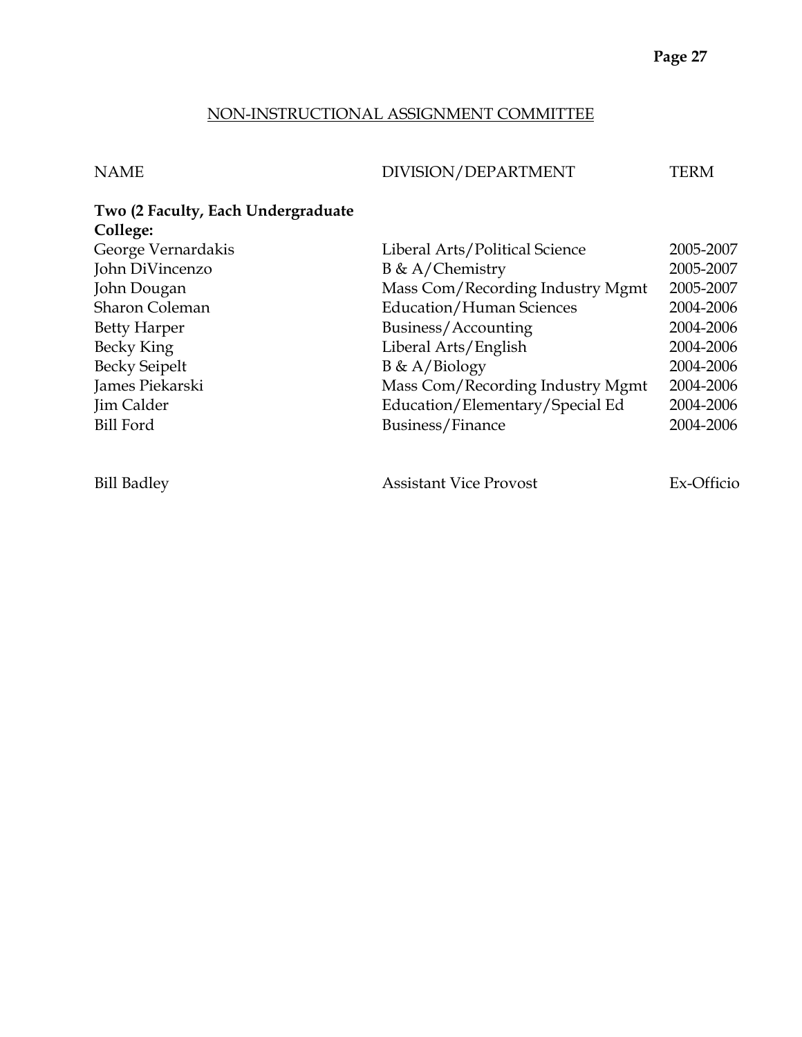## NON-INSTRUCTIONAL ASSIGNMENT COMMITTEE

| NAME | DIVISION/DEPARTMENT | TERM |
|---|---|---|
| **Two (2 Faculty, Each Undergraduate College:** | | |
| George Vernardakis | Liberal Arts/Political Science | 2005-2007 |
| John DiVincenzo | B & A/Chemistry | 2005-2007 |
| John Dougan | Mass Com/Recording Industry Mgmt | 2005-2007 |
| Sharon Coleman | Education/Human Sciences | 2004-2006 |
| Betty Harper | Business/Accounting | 2004-2006 |
| Becky King | Liberal Arts/English | 2004-2006 |
| Becky Seipelt | B & A/Biology | 2004-2006 |
| James Piekarski | Mass Com/Recording Industry Mgmt | 2004-2006 |
| Jim Calder | Education/Elementary/Special Ed | 2004-2006 |
| Bill Ford | Business/Finance | 2004-2006 |
| | | |
| Bill Badley | Assistant Vice Provost | Ex-Officio |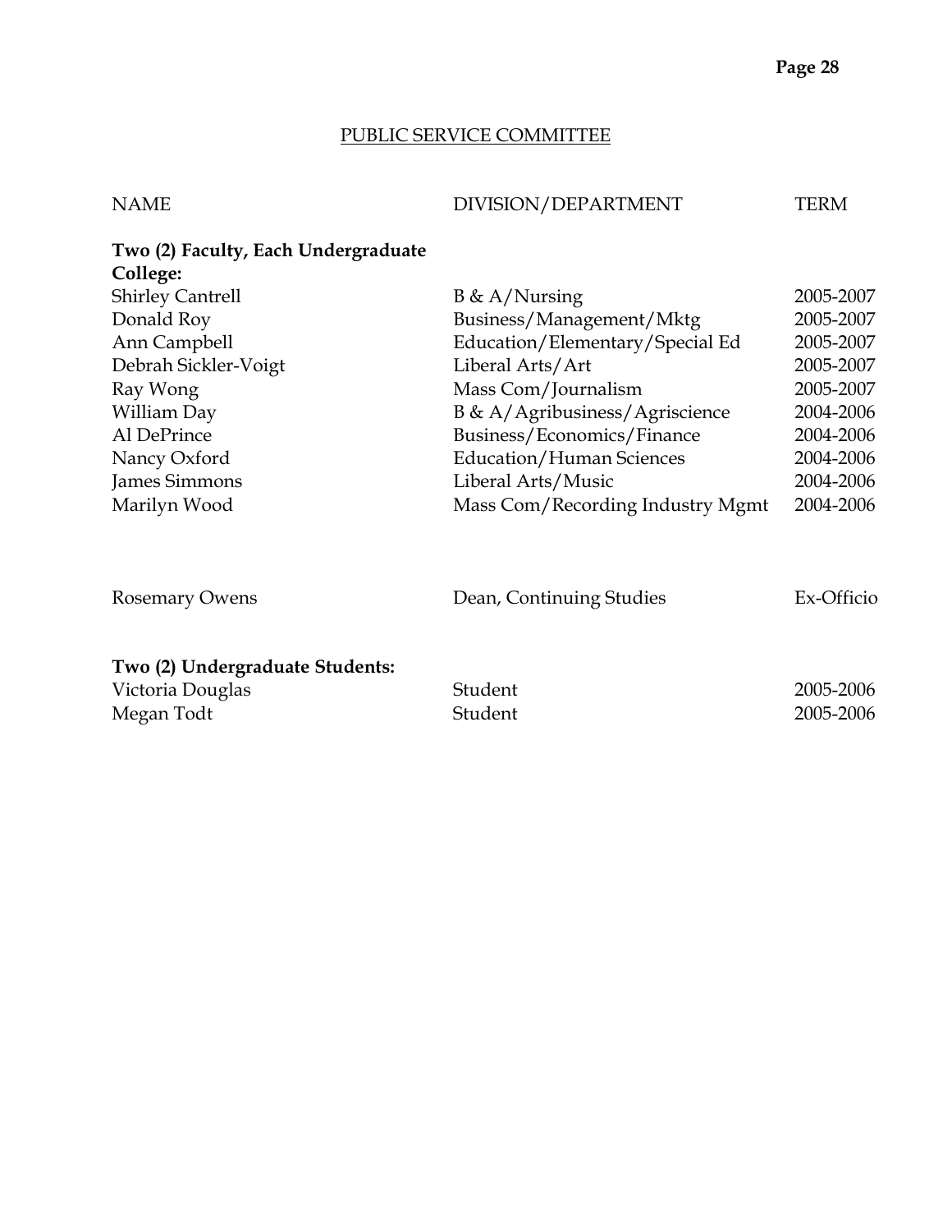## PUBLIC SERVICE COMMITTEE

| NAME | DIVISION/DEPARTMENT | TERM |
|---|---|---|
| **Two (2) Faculty, Each Undergraduate College:** | | |
| Shirley Cantrell | B & A/Nursing | 2005-2007 |
| Donald Roy | Business/Management/Mktg | 2005-2007 |
| Ann Campbell | Education/Elementary/Special Ed | 2005-2007 |
| Debrah Sickler-Voigt | Liberal Arts/Art | 2005-2007 |
| Ray Wong | Mass Com/Journalism | 2005-2007 |
| William Day | B & A/Agribusiness/Agriscience | 2004-2006 |
| Al DePrince | Business/Economics/Finance | 2004-2006 |
| Nancy Oxford | Education/Human Sciences | 2004-2006 |
| James Simmons | Liberal Arts/Music | 2004-2006 |
| Marilyn Wood | Mass Com/Recording Industry Mgmt | 2004-2006 |
| | | |
| Rosemary Owens | Dean, Continuing Studies | Ex-Officio |
| | | |
| **Two (2) Undergraduate Students:** | | |
| Victoria Douglas | Student | 2005-2006 |
| Megan Todt | Student | 2005-2006 |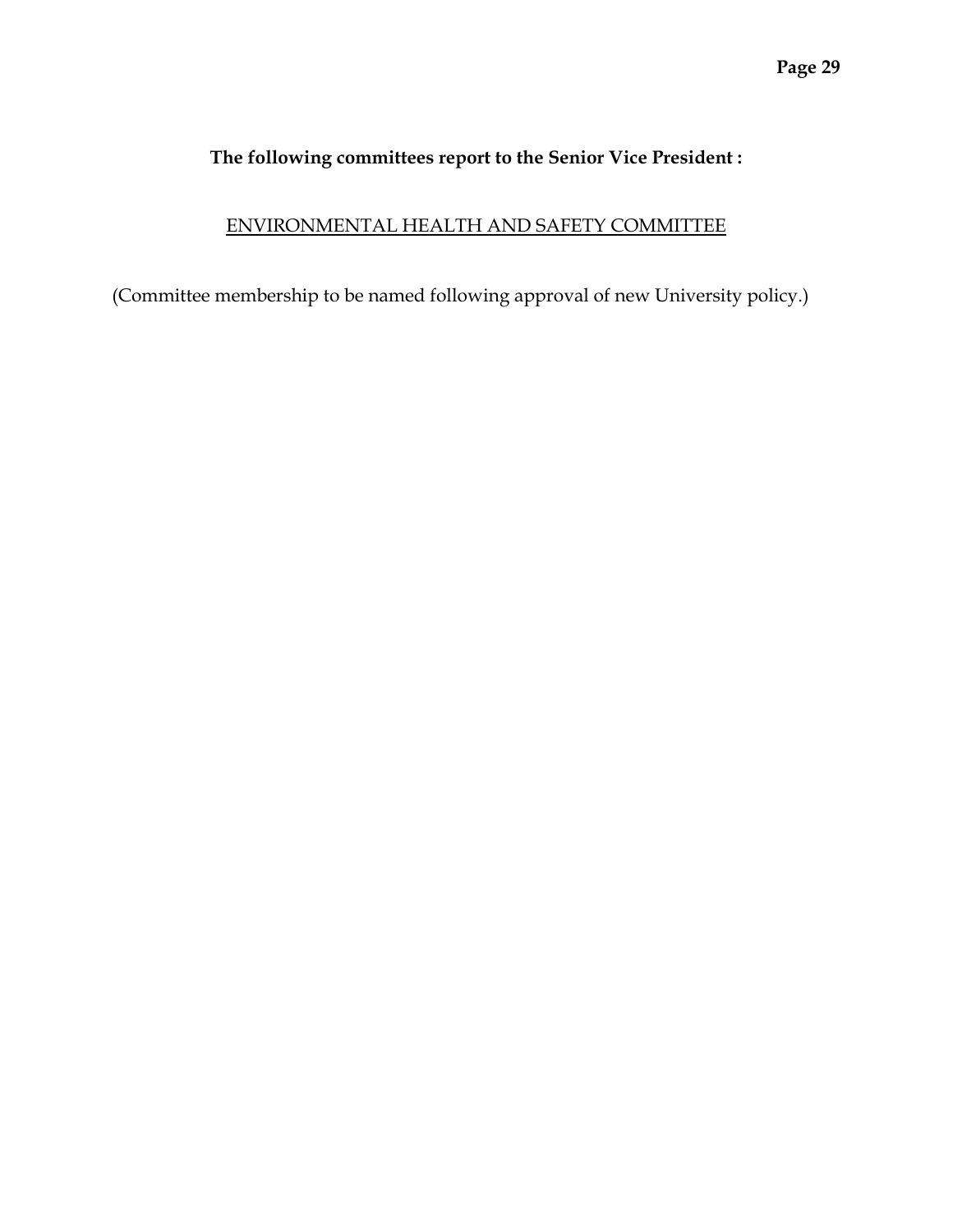**The following committees report to the Senior Vice President :**

## ENVIRONMENTAL HEALTH AND SAFETY COMMITTEE

(Committee membership to be named following approval of new University policy.)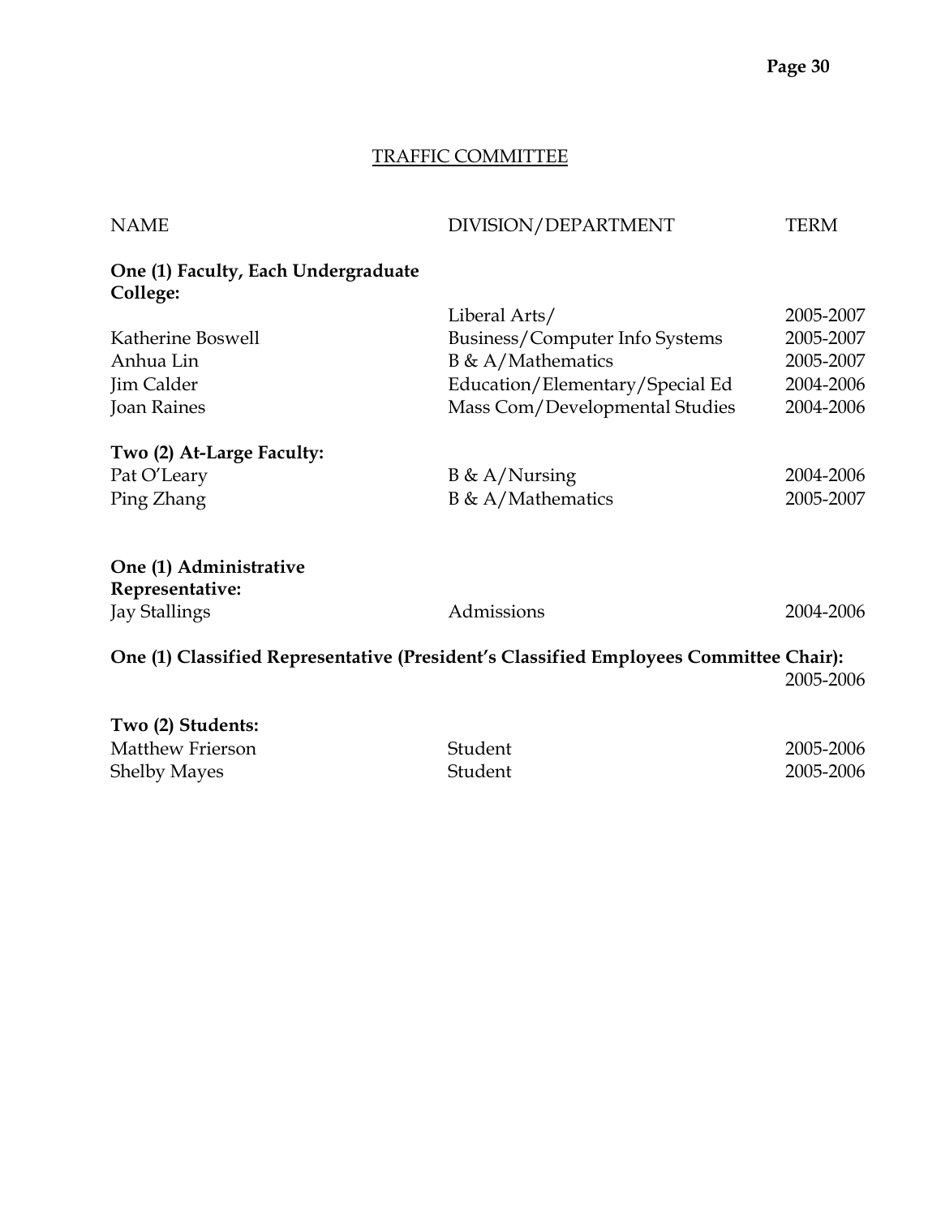## TRAFFIC COMMITTEE

| NAME | DIVISION/DEPARTMENT | TERM |
|---|---|---|
| **One (1) Faculty, Each Undergraduate College:** | | |
| | Liberal Arts/ | 2005-2007 |
| Katherine Boswell | Business/Computer Info Systems | 2005-2007 |
| Anhua Lin | B & A/Mathematics | 2005-2007 |
| Jim Calder | Education/Elementary/Special Ed | 2004-2006 |
| Joan Raines | Mass Com/Developmental Studies | 2004-2006 |
| **Two (2) At-Large Faculty:** | | |
| Pat O'Leary | B & A/Nursing | 2004-2006 |
| Ping Zhang | B & A/Mathematics | 2005-2007 |
| **One (1) Administrative Representative:** | | |
| Jay Stallings | Admissions | 2004-2006 |
| **One (1) Classified Representative (President's Classified Employees Committee Chair):** | | |
| | | 2005-2006 |
| **Two (2) Students:** | | |
| Matthew Frierson | Student | 2005-2006 |
| Shelby Mayes | Student | 2005-2006 |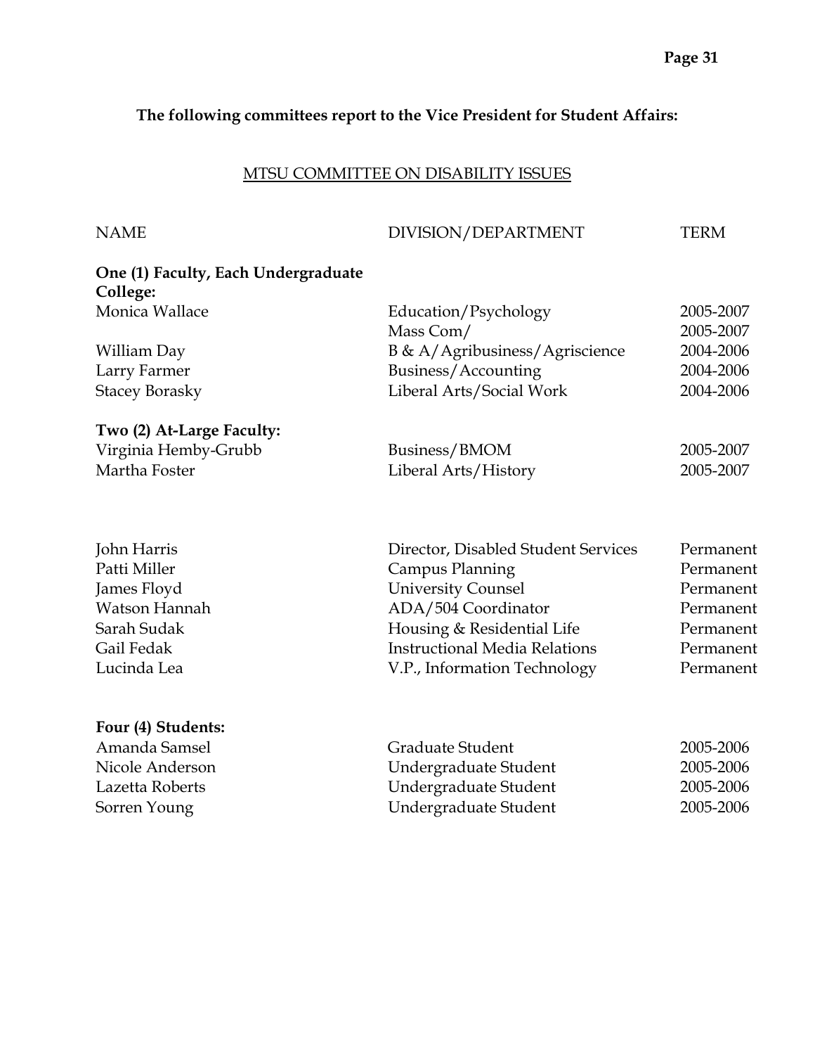**The following committees report to the Vice President for Student Affairs:**

## MTSU COMMITTEE ON DISABILITY ISSUES

| NAME | DIVISION/DEPARTMENT | TERM |
|---|---|---|
| **One (1) Faculty, Each Undergraduate College:** | | |
| Monica Wallace | Education/Psychology | 2005-2007 |
| | Mass Com/ | 2005-2007 |
| William Day | B & A/Agribusiness/Agriscience | 2004-2006 |
| Larry Farmer | Business/Accounting | 2004-2006 |
| Stacey Borasky | Liberal Arts/Social Work | 2004-2006 |
| **Two (2) At-Large Faculty:** | | |
| Virginia Hemby-Grubb | Business/BMOM | 2005-2007 |
| Martha Foster | Liberal Arts/History | 2005-2007 |
| | | |
| John Harris | Director, Disabled Student Services | Permanent |
| Patti Miller | Campus Planning | Permanent |
| James Floyd | University Counsel | Permanent |
| Watson Hannah | ADA/504 Coordinator | Permanent |
| Sarah Sudak | Housing & Residential Life | Permanent |
| Gail Fedak | Instructional Media Relations | Permanent |
| Lucinda Lea | V.P., Information Technology | Permanent |
| | | |
| **Four (4) Students:** | | |
| Amanda Samsel | Graduate Student | 2005-2006 |
| Nicole Anderson | Undergraduate Student | 2005-2006 |
| Lazetta Roberts | Undergraduate Student | 2005-2006 |
| Sorren Young | Undergraduate Student | 2005-2006 |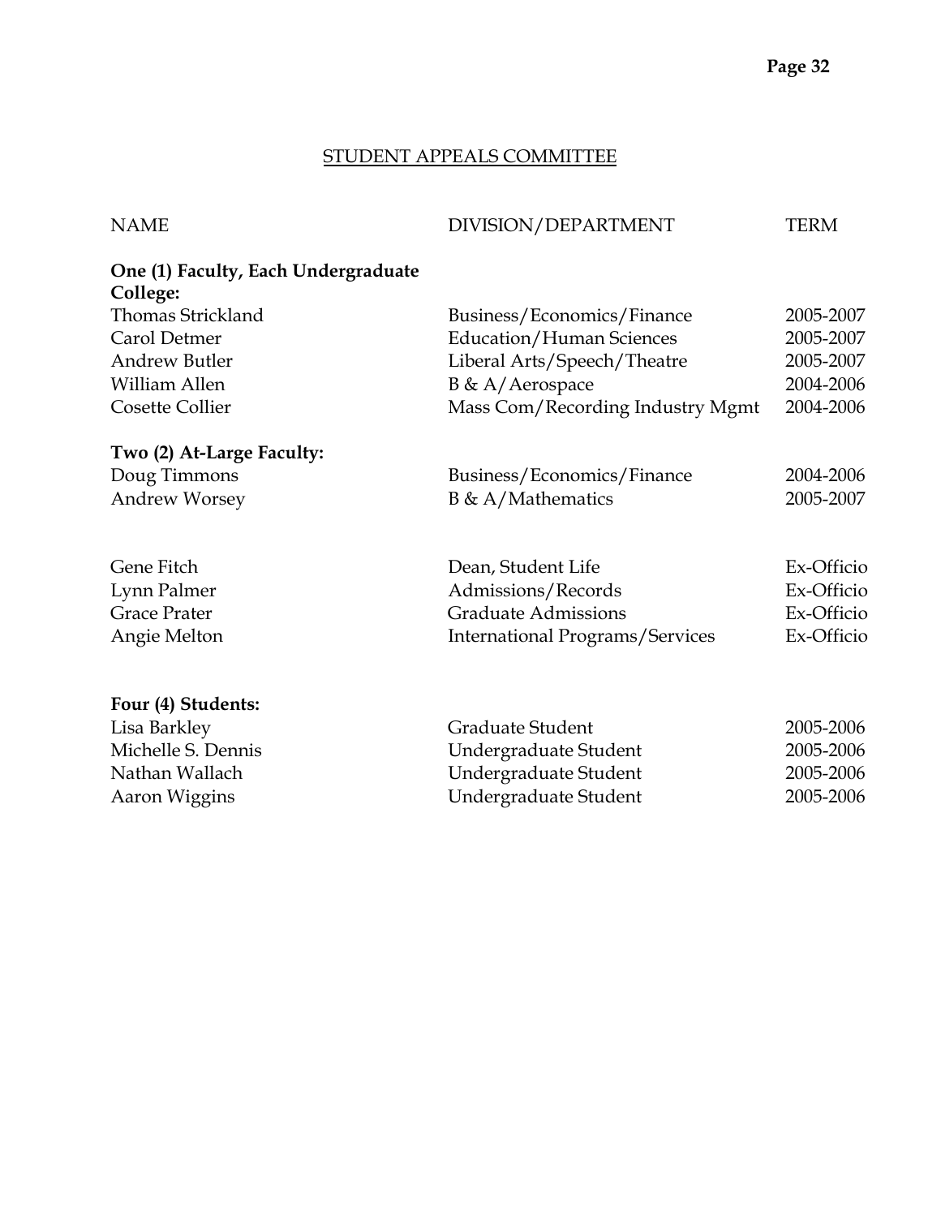## STUDENT APPEALS COMMITTEE

| NAME | DIVISION/DEPARTMENT | TERM |
|---|---|---|
| **One (1) Faculty, Each Undergraduate College:** | | |
| Thomas Strickland | Business/Economics/Finance | 2005-2007 |
| Carol Detmer | Education/Human Sciences | 2005-2007 |
| Andrew Butler | Liberal Arts/Speech/Theatre | 2005-2007 |
| William Allen | B & A/Aerospace | 2004-2006 |
| Cosette Collier | Mass Com/Recording Industry Mgmt | 2004-2006 |
| **Two (2) At-Large Faculty:** | | |
| Doug Timmons | Business/Economics/Finance | 2004-2006 |
| Andrew Worsey | B & A/Mathematics | 2005-2007 |
| Gene Fitch | Dean, Student Life | Ex-Officio |
| Lynn Palmer | Admissions/Records | Ex-Officio |
| Grace Prater | Graduate Admissions | Ex-Officio |
| Angie Melton | International Programs/Services | Ex-Officio |
| **Four (4) Students:** | | |
| Lisa Barkley | Graduate Student | 2005-2006 |
| Michelle S. Dennis | Undergraduate Student | 2005-2006 |
| Nathan Wallach | Undergraduate Student | 2005-2006 |
| Aaron Wiggins | Undergraduate Student | 2005-2006 |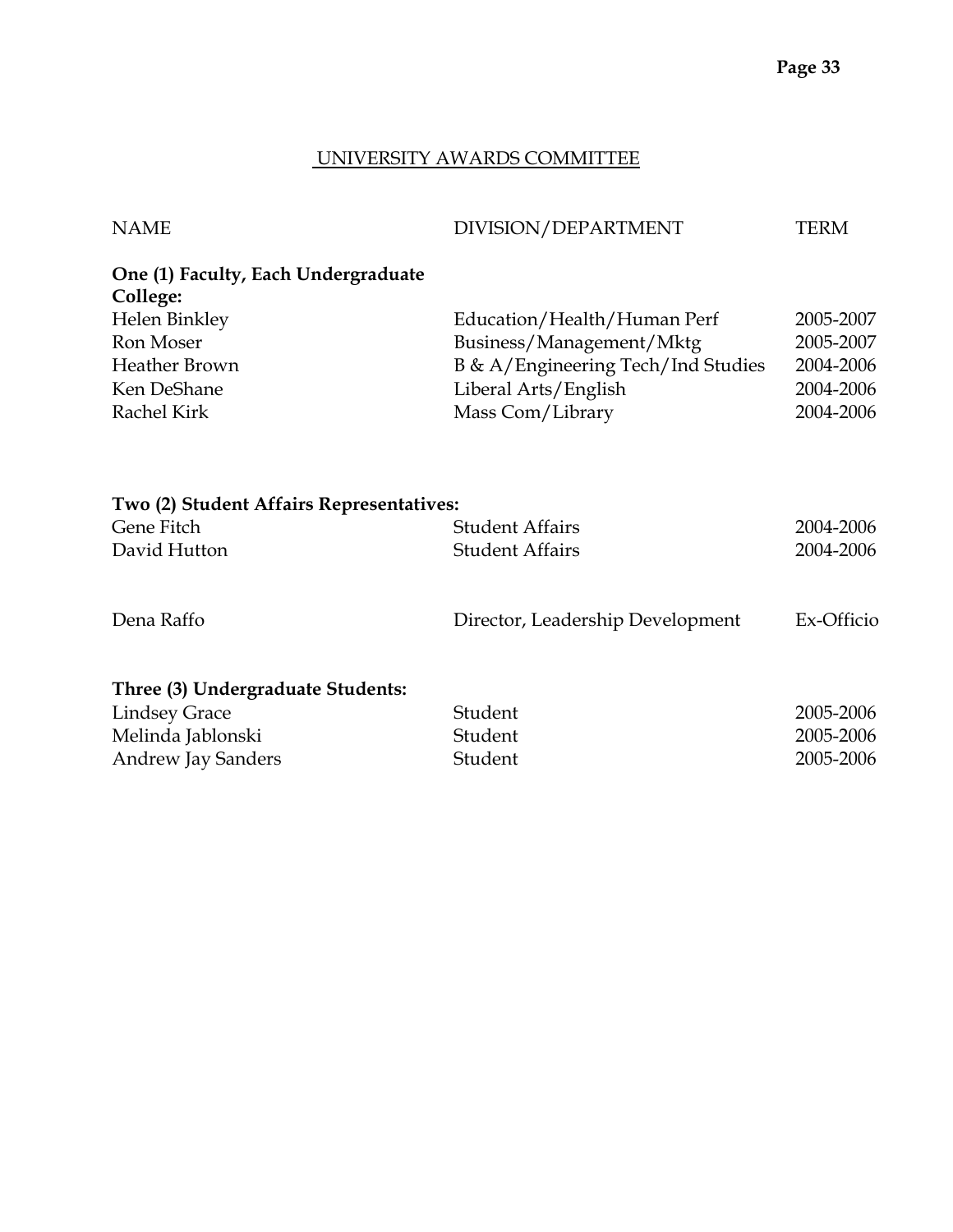## UNIVERSITY AWARDS COMMITTEE

| NAME | DIVISION/DEPARTMENT | TERM |
|---|---|---|
| **One (1) Faculty, Each Undergraduate College:** | | |
| Helen Binkley | Education/Health/Human Perf | 2005-2007 |
| Ron Moser | Business/Management/Mktg | 2005-2007 |
| Heather Brown | B & A/Engineering Tech/Ind Studies | 2004-2006 |
| Ken DeShane | Liberal Arts/English | 2004-2006 |
| Rachel Kirk | Mass Com/Library | 2004-2006 |
| **Two (2) Student Affairs Representatives:** | | |
| Gene Fitch | Student Affairs | 2004-2006 |
| David Hutton | Student Affairs | 2004-2006 |
| Dena Raffo | Director, Leadership Development | Ex-Officio |
| **Three (3) Undergraduate Students:** | | |
| Lindsey Grace | Student | 2005-2006 |
| Melinda Jablonski | Student | 2005-2006 |
| Andrew Jay Sanders | Student | 2005-2006 |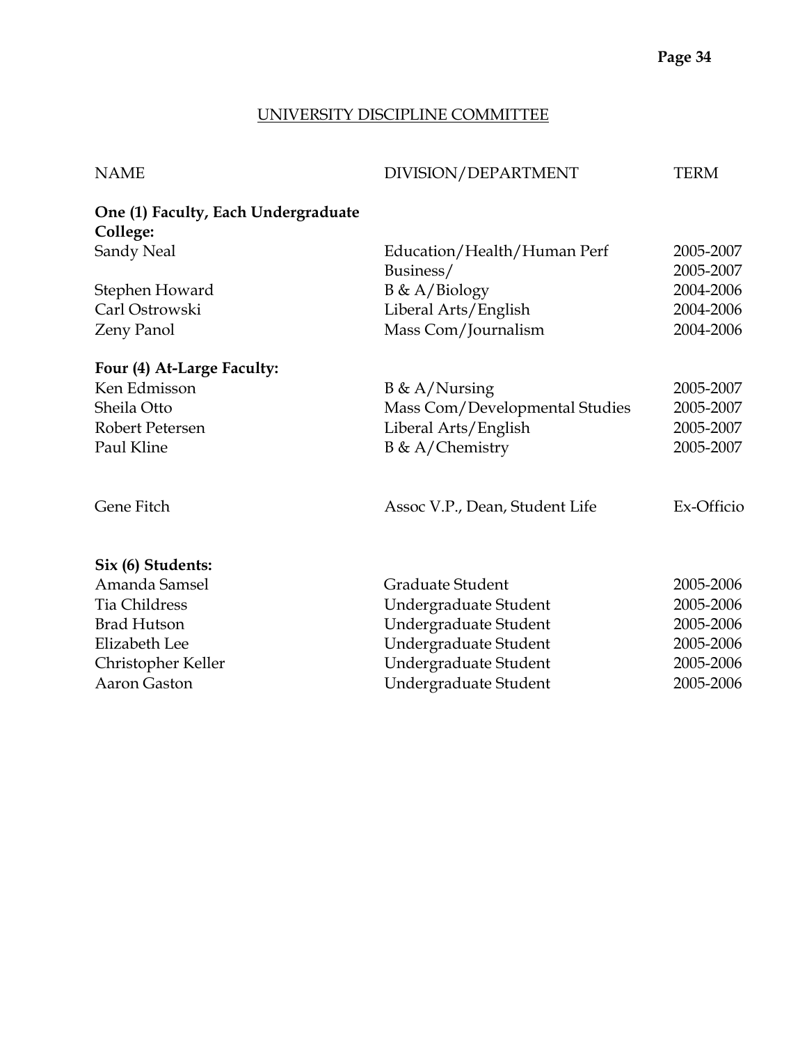## UNIVERSITY DISCIPLINE COMMITTEE

| NAME | DIVISION/DEPARTMENT | TERM |
|---|---|---|
| **One (1) Faculty, Each Undergraduate College:** | | |
| Sandy Neal | Education/Health/Human Perf | 2005-2007 |
| | Business/ | 2005-2007 |
| Stephen Howard | B & A/Biology | 2004-2006 |
| Carl Ostrowski | Liberal Arts/English | 2004-2006 |
| Zeny Panol | Mass Com/Journalism | 2004-2006 |
| **Four (4) At-Large Faculty:** | | |
| Ken Edmisson | B & A/Nursing | 2005-2007 |
| Sheila Otto | Mass Com/Developmental Studies | 2005-2007 |
| Robert Petersen | Liberal Arts/English | 2005-2007 |
| Paul Kline | B & A/Chemistry | 2005-2007 |
| Gene Fitch | Assoc V.P., Dean, Student Life | Ex-Officio |
| **Six (6) Students:** | | |
| Amanda Samsel | Graduate Student | 2005-2006 |
| Tia Childress | Undergraduate Student | 2005-2006 |
| Brad Hutson | Undergraduate Student | 2005-2006 |
| Elizabeth Lee | Undergraduate Student | 2005-2006 |
| Christopher Keller | Undergraduate Student | 2005-2006 |
| Aaron Gaston | Undergraduate Student | 2005-2006 |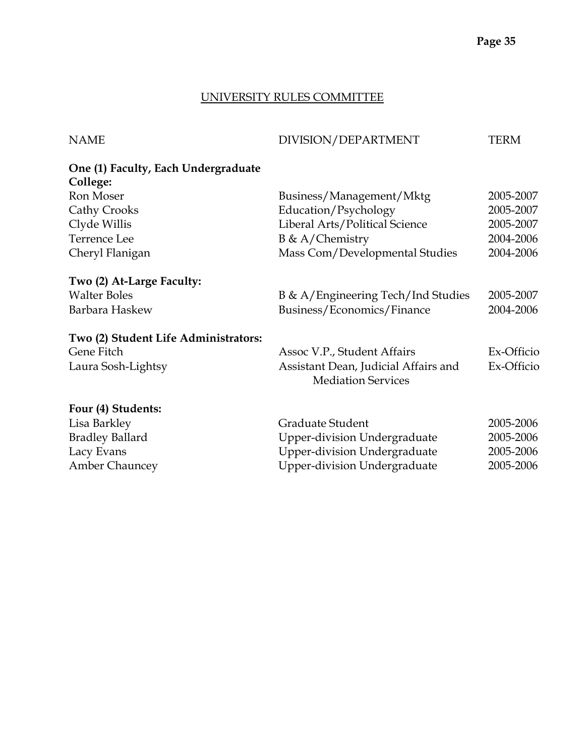## UNIVERSITY RULES COMMITTEE

| NAME | DIVISION/DEPARTMENT | TERM |
|---|---|---|
| **One (1) Faculty, Each Undergraduate College:** | | |
| Ron Moser | Business/Management/Mktg | 2005-2007 |
| Cathy Crooks | Education/Psychology | 2005-2007 |
| Clyde Willis | Liberal Arts/Political Science | 2005-2007 |
| Terrence Lee | B & A/Chemistry | 2004-2006 |
| Cheryl Flanigan | Mass Com/Developmental Studies | 2004-2006 |
| **Two (2) At-Large Faculty:** | | |
| Walter Boles | B & A/Engineering Tech/Ind Studies | 2005-2007 |
| Barbara Haskew | Business/Economics/Finance | 2004-2006 |
| **Two (2) Student Life Administrators:** | | |
| Gene Fitch | Assoc V.P., Student Affairs | Ex-Officio |
| Laura Sosh-Lightsy | Assistant Dean, Judicial Affairs and Mediation Services | Ex-Officio |
| **Four (4) Students:** | | |
| Lisa Barkley | Graduate Student | 2005-2006 |
| Bradley Ballard | Upper-division Undergraduate | 2005-2006 |
| Lacy Evans | Upper-division Undergraduate | 2005-2006 |
| Amber Chauncey | Upper-division Undergraduate | 2005-2006 |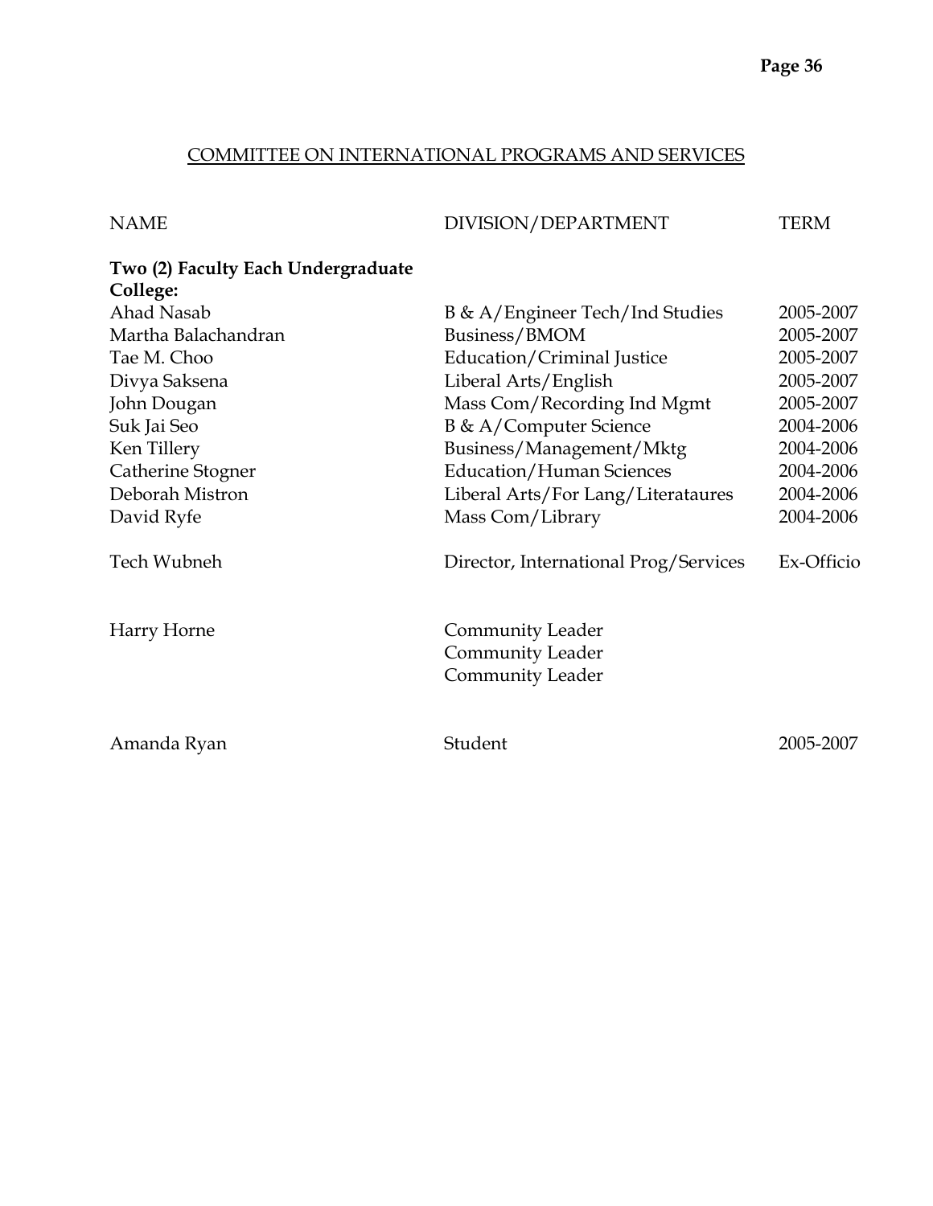## COMMITTEE ON INTERNATIONAL PROGRAMS AND SERVICES

| NAME | DIVISION/DEPARTMENT | TERM |
|---|---|---|
| **Two (2) Faculty Each Undergraduate College:** | | |
| Ahad Nasab | B & A/Engineer Tech/Ind Studies | 2005-2007 |
| Martha Balachandran | Business/BMOM | 2005-2007 |
| Tae M. Choo | Education/Criminal Justice | 2005-2007 |
| Divya Saksena | Liberal Arts/English | 2005-2007 |
| John Dougan | Mass Com/Recording Ind Mgmt | 2005-2007 |
| Suk Jai Seo | B & A/Computer Science | 2004-2006 |
| Ken Tillery | Business/Management/Mktg | 2004-2006 |
| Catherine Stogner | Education/Human Sciences | 2004-2006 |
| Deborah Mistron | Liberal Arts/For Lang/Literataures | 2004-2006 |
| David Ryfe | Mass Com/Library | 2004-2006 |
| Tech Wubneh | Director, International Prog/Services | Ex-Officio |
| Harry Horne | Community Leader | |
| | Community Leader | |
| | Community Leader | |
| Amanda Ryan | Student | 2005-2007 |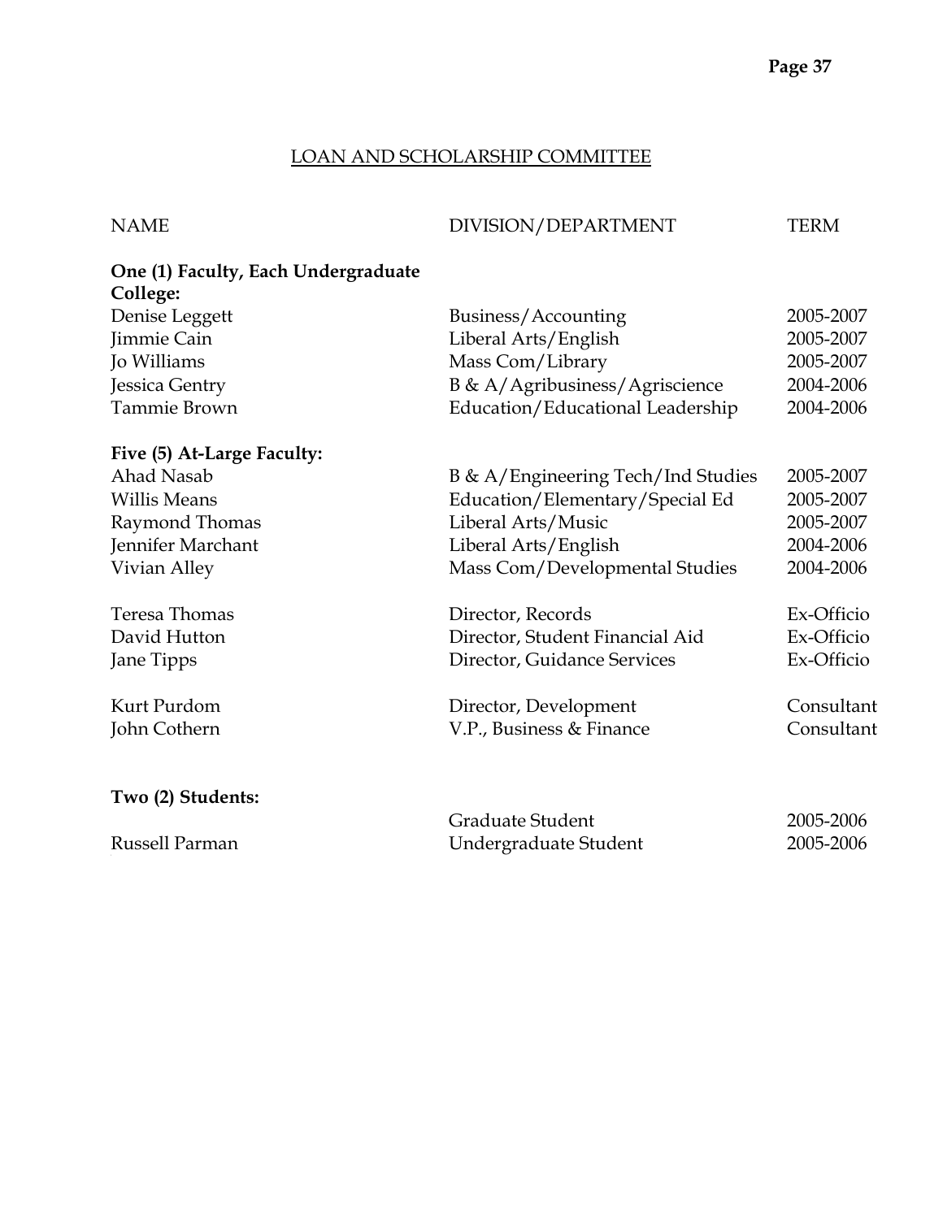## LOAN AND SCHOLARSHIP COMMITTEE

| NAME | DIVISION/DEPARTMENT | TERM |
|---|---|---|
| **One (1) Faculty, Each Undergraduate College:** | | |
| Denise Leggett | Business/Accounting | 2005-2007 |
| Jimmie Cain | Liberal Arts/English | 2005-2007 |
| Jo Williams | Mass Com/Library | 2005-2007 |
| Jessica Gentry | B & A/Agribusiness/Agriscience | 2004-2006 |
| Tammie Brown | Education/Educational Leadership | 2004-2006 |
| **Five (5) At-Large Faculty:** | | |
| Ahad Nasab | B & A/Engineering Tech/Ind Studies | 2005-2007 |
| Willis Means | Education/Elementary/Special Ed | 2005-2007 |
| Raymond Thomas | Liberal Arts/Music | 2005-2007 |
| Jennifer Marchant | Liberal Arts/English | 2004-2006 |
| Vivian Alley | Mass Com/Developmental Studies | 2004-2006 |
| Teresa Thomas | Director, Records | Ex-Officio |
| David Hutton | Director, Student Financial Aid | Ex-Officio |
| Jane Tipps | Director, Guidance Services | Ex-Officio |
| Kurt Purdom | Director, Development | Consultant |
| John Cothern | V.P., Business & Finance | Consultant |
| **Two (2) Students:** | | |
| | Graduate Student | 2005-2006 |
| Russell Parman | Undergraduate Student | 2005-2006 |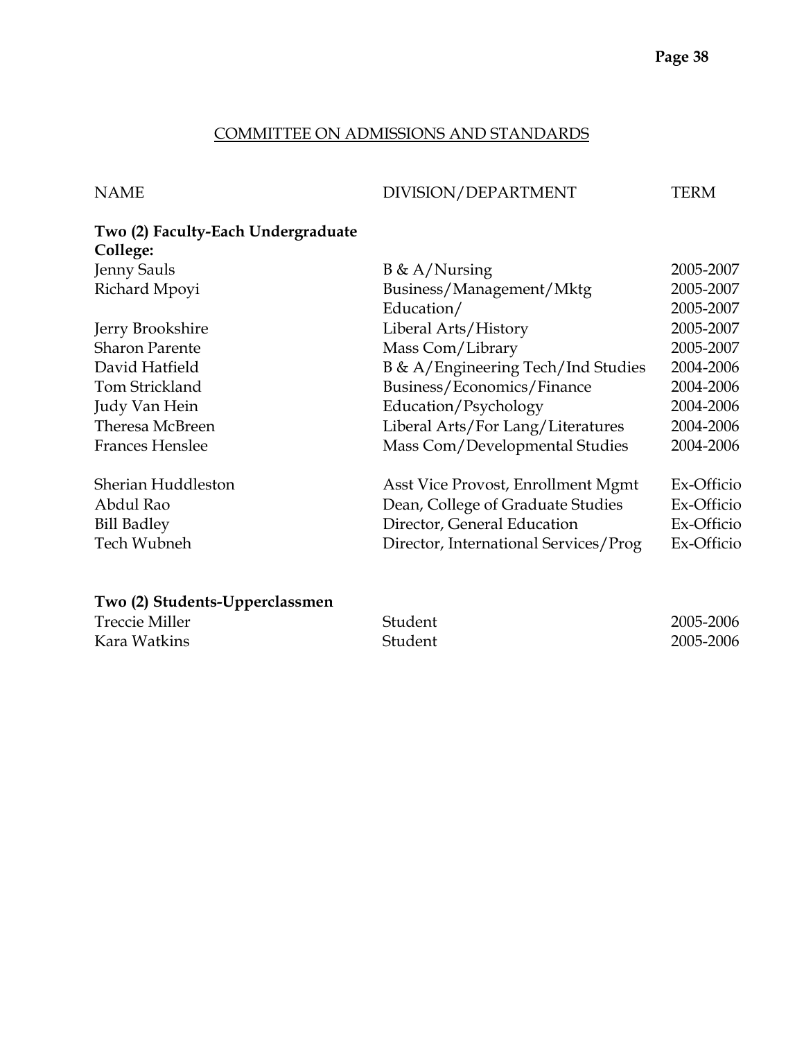## COMMITTEE ON ADMISSIONS AND STANDARDS

| NAME | DIVISION/DEPARTMENT | TERM |
|---|---|---|
| **Two (2) Faculty-Each Undergraduate College:** | | |
| Jenny Sauls | B & A/Nursing | 2005-2007 |
| Richard Mpoyi | Business/Management/Mktg | 2005-2007 |
| | Education/ | 2005-2007 |
| Jerry Brookshire | Liberal Arts/History | 2005-2007 |
| Sharon Parente | Mass Com/Library | 2005-2007 |
| David Hatfield | B & A/Engineering Tech/Ind Studies | 2004-2006 |
| Tom Strickland | Business/Economics/Finance | 2004-2006 |
| Judy Van Hein | Education/Psychology | 2004-2006 |
| Theresa McBreen | Liberal Arts/For Lang/Literatures | 2004-2006 |
| Frances Henslee | Mass Com/Developmental Studies | 2004-2006 |
| Sherian Huddleston | Asst Vice Provost, Enrollment Mgmt | Ex-Officio |
| Abdul Rao | Dean, College of Graduate Studies | Ex-Officio |
| Bill Badley | Director, General Education | Ex-Officio |
| Tech Wubneh | Director, International Services/Prog | Ex-Officio |
| **Two (2) Students-Upperclassmen** | | |
| Treccie Miller | Student | 2005-2006 |
| Kara Watkins | Student | 2005-2006 |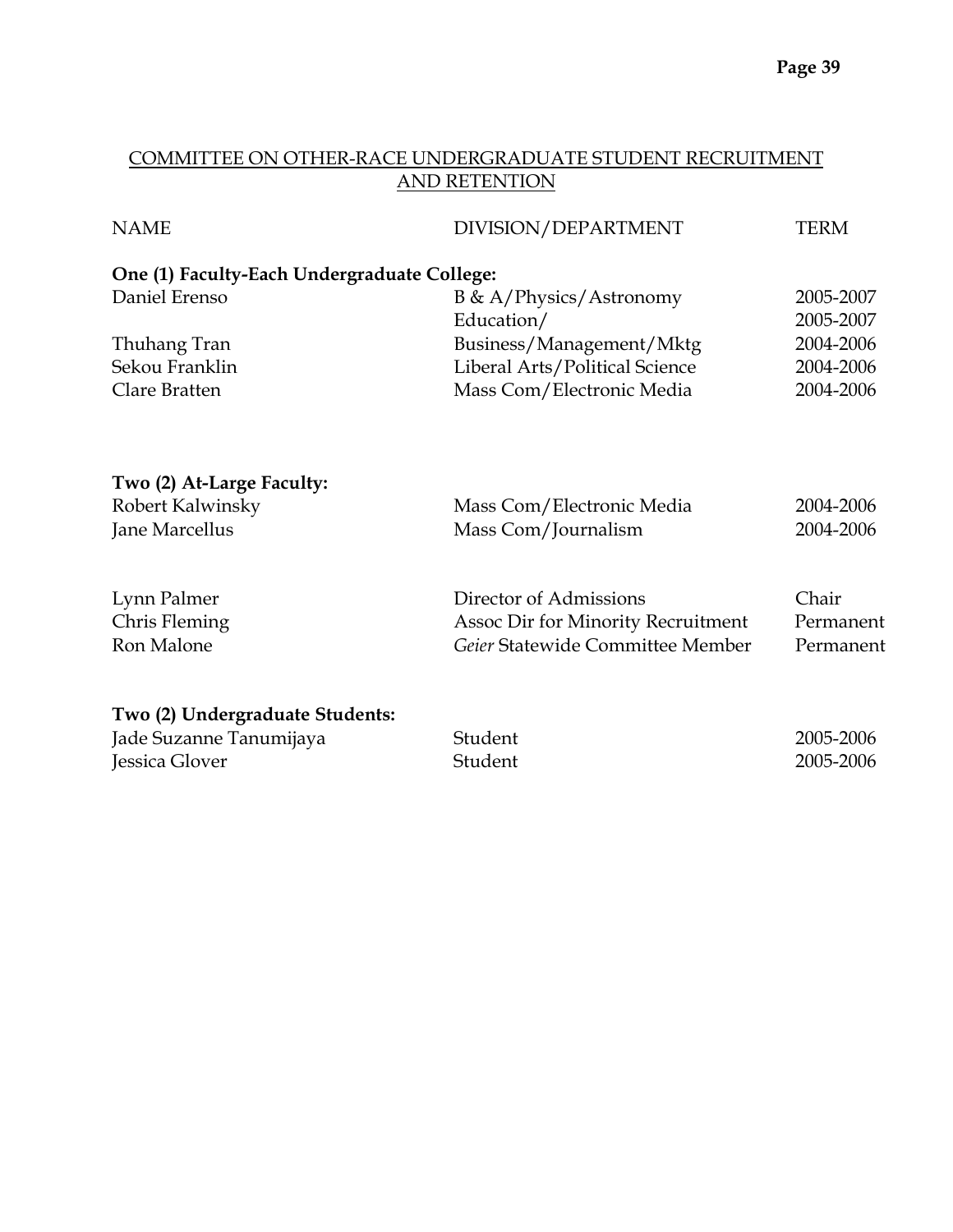## COMMITTEE ON OTHER-RACE UNDERGRADUATE STUDENT RECRUITMENT AND RETENTION

| NAME | DIVISION/DEPARTMENT | TERM |
|---|---|---|
| **One (1) Faculty-Each Undergraduate College:** | | |
| Daniel Erenso | B & A/Physics/Astronomy | 2005-2007 |
| | Education/ | 2005-2007 |
| Thuhang Tran | Business/Management/Mktg | 2004-2006 |
| Sekou Franklin | Liberal Arts/Political Science | 2004-2006 |
| Clare Bratten | Mass Com/Electronic Media | 2004-2006 |
| **Two (2) At-Large Faculty:** | | |
| Robert Kalwinsky | Mass Com/Electronic Media | 2004-2006 |
| Jane Marcellus | Mass Com/Journalism | 2004-2006 |
| Lynn Palmer | Director of Admissions | Chair |
| Chris Fleming | Assoc Dir for Minority Recruitment | Permanent |
| Ron Malone | *Geier* Statewide Committee Member | Permanent |
| **Two (2) Undergraduate Students:** | | |
| Jade Suzanne Tanumijaya | Student | 2005-2006 |
| Jessica Glover | Student | 2005-2006 |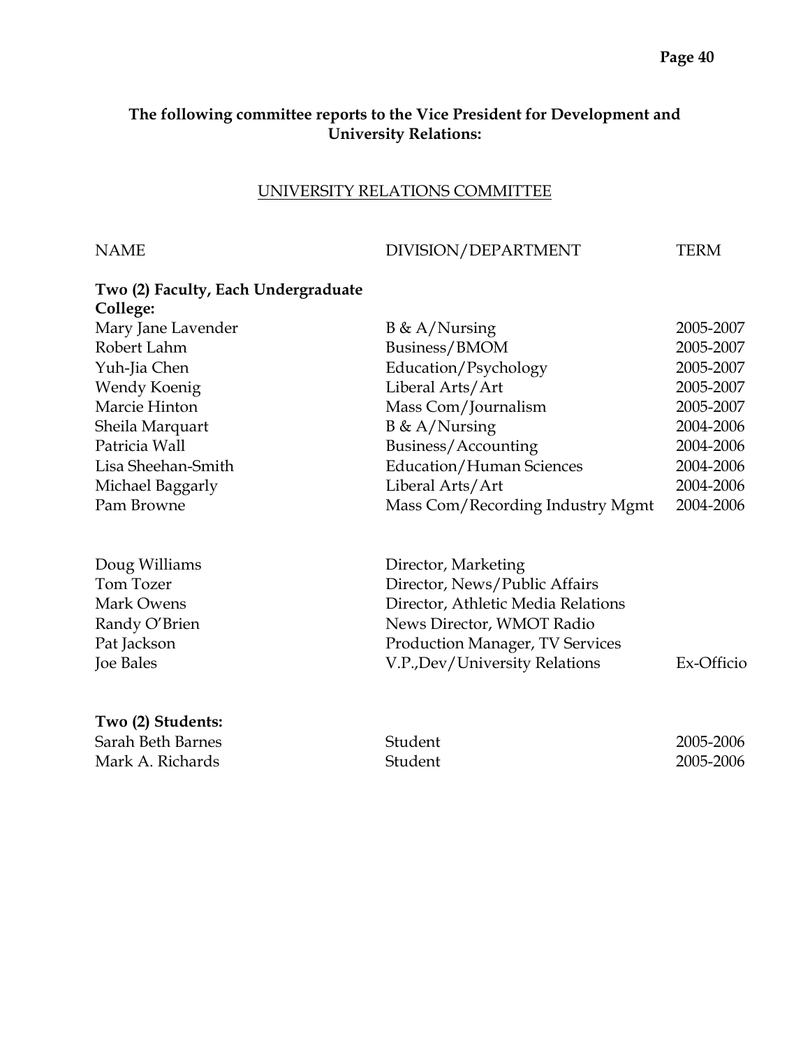**The following committee reports to the Vice President for Development and University Relations:**

## UNIVERSITY RELATIONS COMMITTEE

| NAME | DIVISION/DEPARTMENT | TERM |
|---|---|---|
| **Two (2) Faculty, Each Undergraduate College:** | | |
| Mary Jane Lavender | B & A/Nursing | 2005-2007 |
| Robert Lahm | Business/BMOM | 2005-2007 |
| Yuh-Jia Chen | Education/Psychology | 2005-2007 |
| Wendy Koenig | Liberal Arts/Art | 2005-2007 |
| Marcie Hinton | Mass Com/Journalism | 2005-2007 |
| Sheila Marquart | B & A/Nursing | 2004-2006 |
| Patricia Wall | Business/Accounting | 2004-2006 |
| Lisa Sheehan-Smith | Education/Human Sciences | 2004-2006 |
| Michael Baggarly | Liberal Arts/Art | 2004-2006 |
| Pam Browne | Mass Com/Recording Industry Mgmt | 2004-2006 |
| | | |
| Doug Williams | Director, Marketing | |
| Tom Tozer | Director, News/Public Affairs | |
| Mark Owens | Director, Athletic Media Relations | |
| Randy O'Brien | News Director, WMOT Radio | |
| Pat Jackson | Production Manager, TV Services | |
| Joe Bales | V.P.,Dev/University Relations | Ex-Officio |
| | | |
| **Two (2) Students:** | | |
| Sarah Beth Barnes | Student | 2005-2006 |
| Mark A. Richards | Student | 2005-2006 |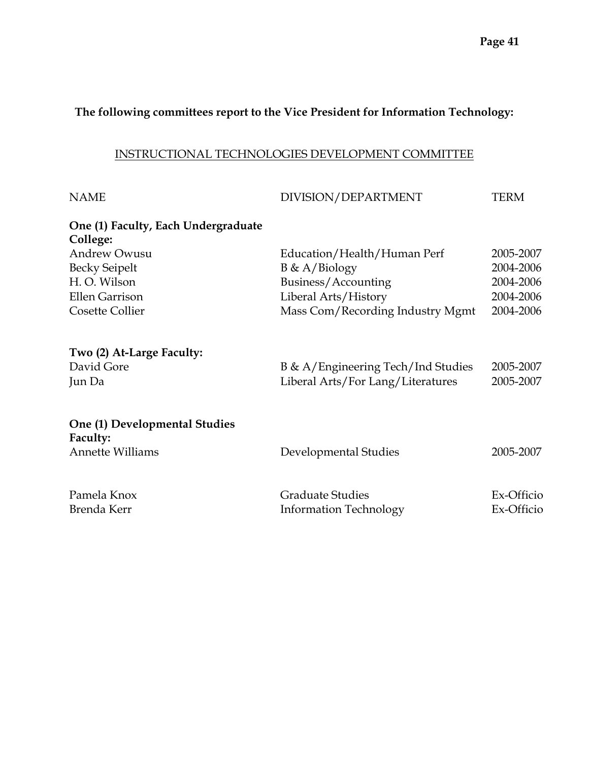**The following committees report to the Vice President for Information Technology:**

## INSTRUCTIONAL TECHNOLOGIES DEVELOPMENT COMMITTEE

| NAME | DIVISION/DEPARTMENT | TERM |
|---|---|---|
| **One (1) Faculty, Each Undergraduate College:** | | |
| Andrew Owusu | Education/Health/Human Perf | 2005-2007 |
| Becky Seipelt | B & A/Biology | 2004-2006 |
| H. O. Wilson | Business/Accounting | 2004-2006 |
| Ellen Garrison | Liberal Arts/History | 2004-2006 |
| Cosette Collier | Mass Com/Recording Industry Mgmt | 2004-2006 |
| **Two (2) At-Large Faculty:** | | |
| David Gore | B & A/Engineering Tech/Ind Studies | 2005-2007 |
| Jun Da | Liberal Arts/For Lang/Literatures | 2005-2007 |
| **One (1) Developmental Studies Faculty:** | | |
| Annette Williams | Developmental Studies | 2005-2007 |
| Pamela Knox | Graduate Studies | Ex-Officio |
| Brenda Kerr | Information Technology | Ex-Officio |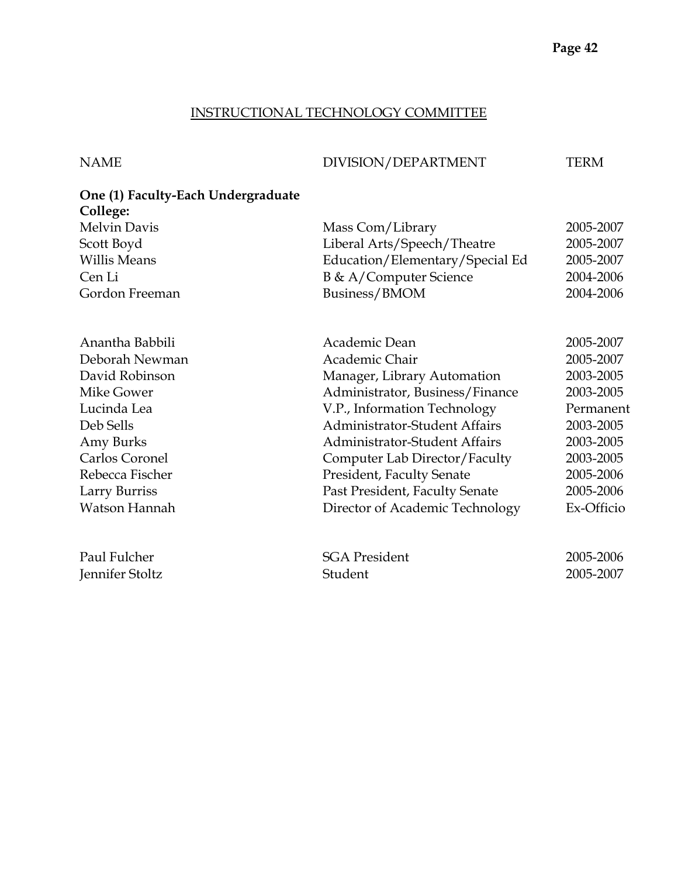## INSTRUCTIONAL TECHNOLOGY COMMITTEE

| NAME | DIVISION/DEPARTMENT | TERM |
|---|---|---|
| **One (1) Faculty-Each Undergraduate College:** | | |
| Melvin Davis | Mass Com/Library | 2005-2007 |
| Scott Boyd | Liberal Arts/Speech/Theatre | 2005-2007 |
| Willis Means | Education/Elementary/Special Ed | 2005-2007 |
| Cen Li | B & A/Computer Science | 2004-2006 |
| Gordon Freeman | Business/BMOM | 2004-2006 |
| | | |
| Anantha Babbili | Academic Dean | 2005-2007 |
| Deborah Newman | Academic Chair | 2005-2007 |
| David Robinson | Manager, Library Automation | 2003-2005 |
| Mike Gower | Administrator, Business/Finance | 2003-2005 |
| Lucinda Lea | V.P., Information Technology | Permanent |
| Deb Sells | Administrator-Student Affairs | 2003-2005 |
| Amy Burks | Administrator-Student Affairs | 2003-2005 |
| Carlos Coronel | Computer Lab Director/Faculty | 2003-2005 |
| Rebecca Fischer | President, Faculty Senate | 2005-2006 |
| Larry Burriss | Past President, Faculty Senate | 2005-2006 |
| Watson Hannah | Director of Academic Technology | Ex-Officio |
| | | |
| Paul Fulcher | SGA President | 2005-2006 |
| Jennifer Stoltz | Student | 2005-2007 |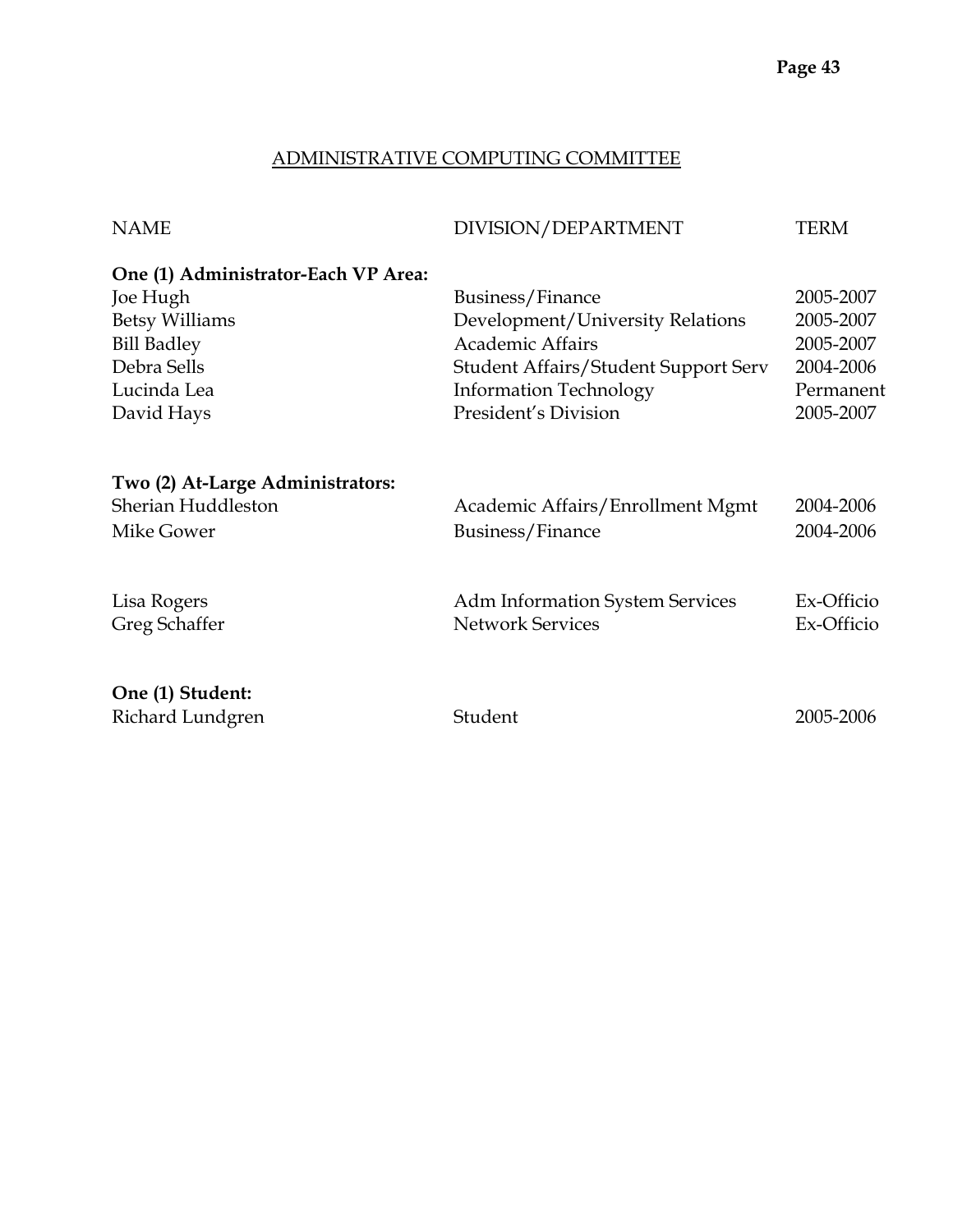## ADMINISTRATIVE COMPUTING COMMITTEE

| NAME | DIVISION/DEPARTMENT | TERM |
|---|---|---|
| **One (1) Administrator-Each VP Area:** | | |
| Joe Hugh | Business/Finance | 2005-2007 |
| Betsy Williams | Development/University Relations | 2005-2007 |
| Bill Badley | Academic Affairs | 2005-2007 |
| Debra Sells | Student Affairs/Student Support Serv | 2004-2006 |
| Lucinda Lea | Information Technology | Permanent |
| David Hays | President's Division | 2005-2007 |
| **Two (2) At-Large Administrators:** | | |
| Sherian Huddleston | Academic Affairs/Enrollment Mgmt | 2004-2006 |
| Mike Gower | Business/Finance | 2004-2006 |
| Lisa Rogers | Adm Information System Services | Ex-Officio |
| Greg Schaffer | Network Services | Ex-Officio |
| **One (1) Student:** | | |
| Richard Lundgren | Student | 2005-2006 |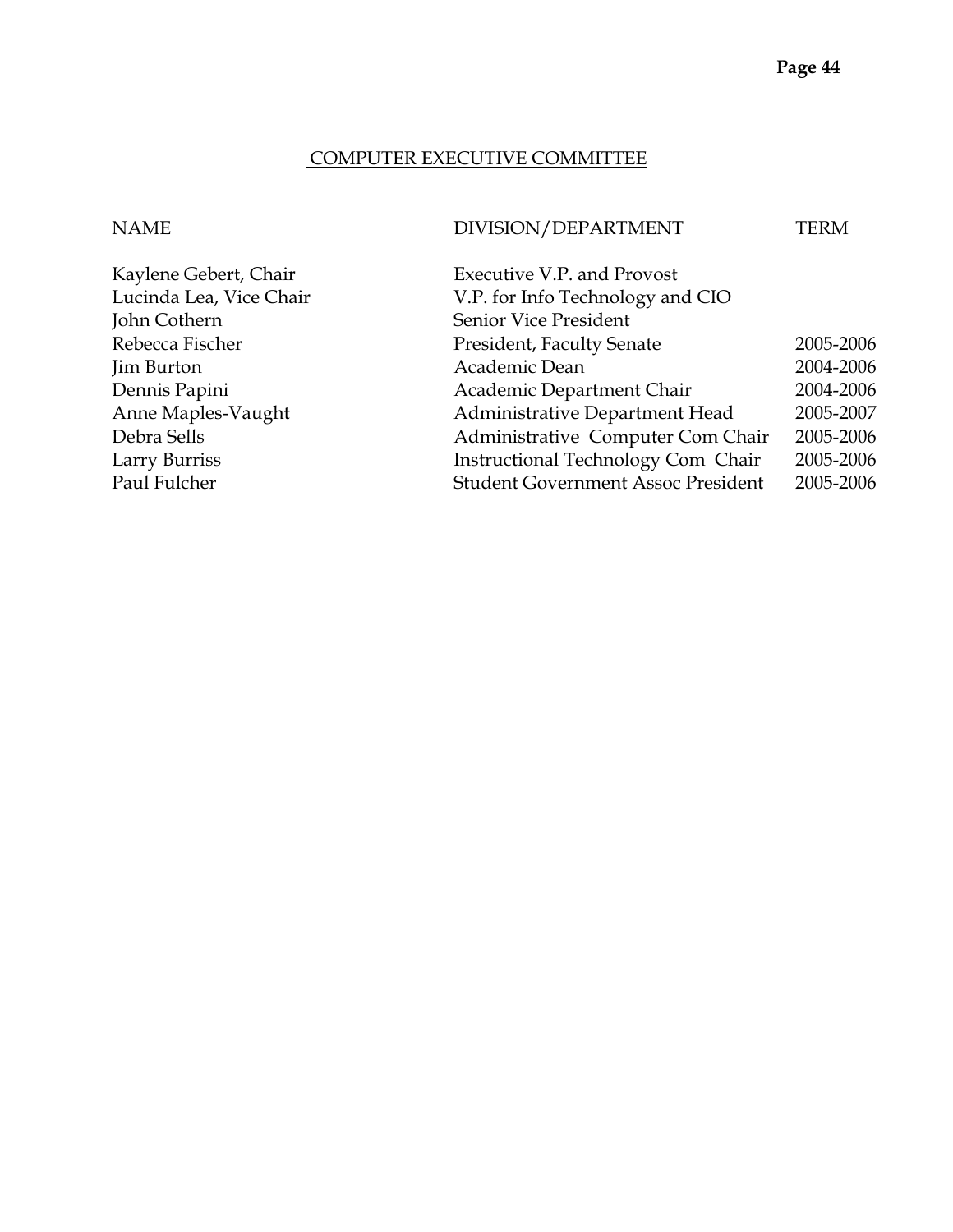## COMPUTER EXECUTIVE COMMITTEE

| NAME | DIVISION/DEPARTMENT | TERM |
|---|---|---|
| Kaylene Gebert, Chair | Executive V.P. and Provost | |
| Lucinda Lea, Vice Chair | V.P. for Info Technology and CIO | |
| John Cothern | Senior Vice President | |
| Rebecca Fischer | President, Faculty Senate | 2005-2006 |
| Jim Burton | Academic Dean | 2004-2006 |
| Dennis Papini | Academic Department Chair | 2004-2006 |
| Anne Maples-Vaught | Administrative Department Head | 2005-2007 |
| Debra Sells | Administrative Computer Com Chair | 2005-2006 |
| Larry Burriss | Instructional Technology Com Chair | 2005-2006 |
| Paul Fulcher | Student Government Assoc President | 2005-2006 |